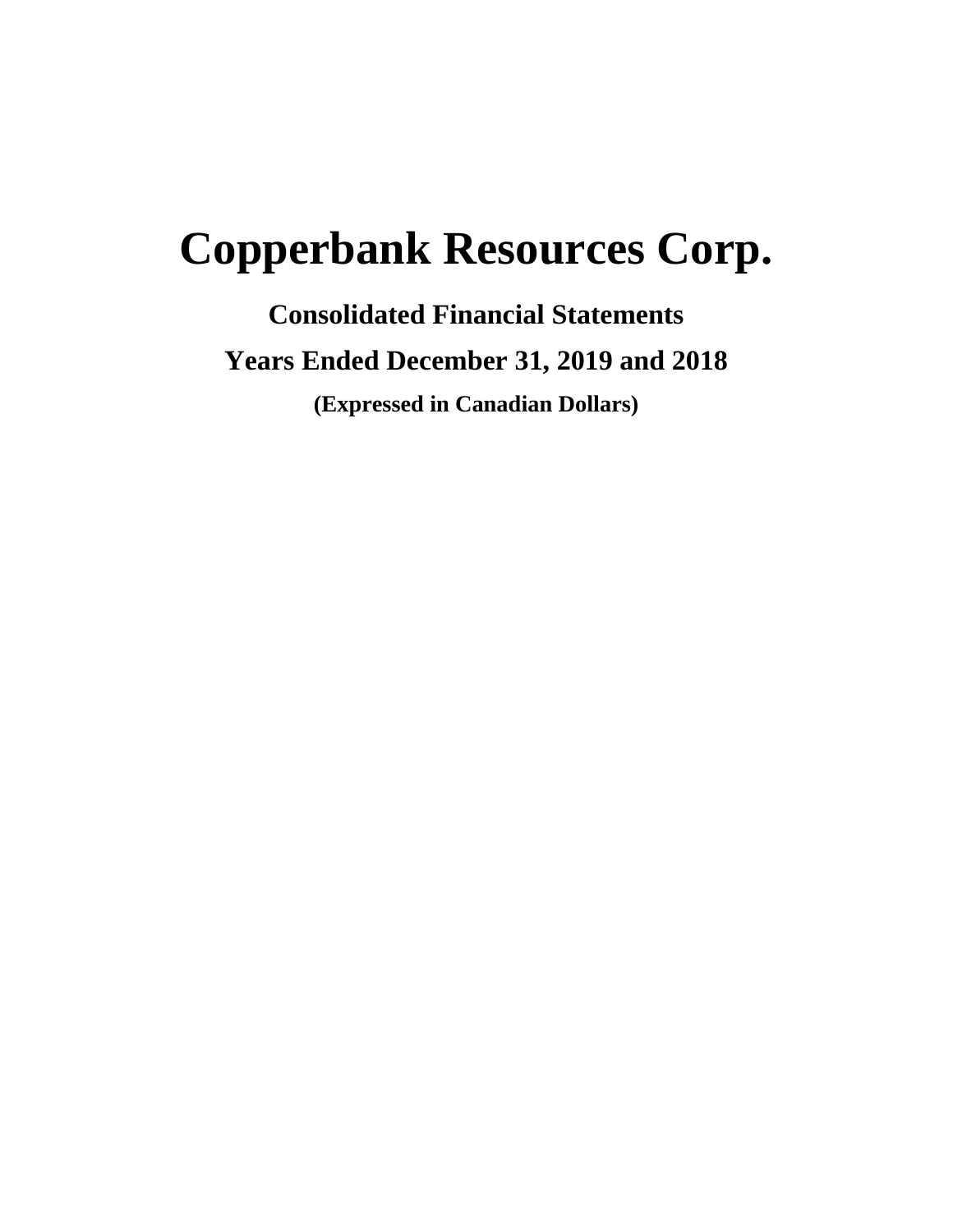# Copperbank Resources Corp.

## Consolidated Financial Statements

## Years Ended December 31, 2019 and 2018

**(Expressed in Canadian Dollars)**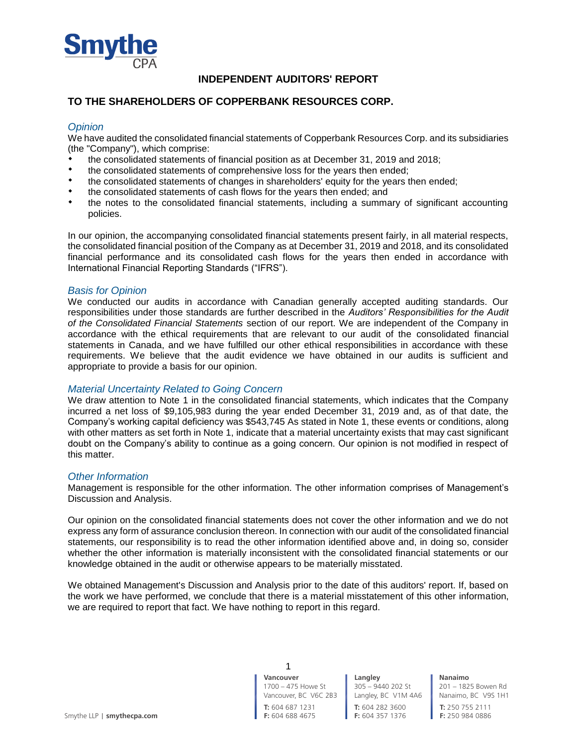# INDEPENDENT AUDITORS' REPORT

## TO THE SHAREHOLDERS OF COPPERBANK RESOURCES CORP.

### *Opinion*

We have audited the consolidated financial statements of Copperbank Resources Corp. and its subsidiaries (the "Company"), which comprise:

- the consolidated statements of financial position as at December 31, 2019 and 2018;
- the consolidated statements of comprehensive loss for the years then ended;
- the consolidated statements of changes in shareholders' equity for the years then ended;
- the consolidated statements of cash flows for the years then ended; and
- the notes to the consolidated financial statements, including a summary of significant accounting policies.

In our opinion, the accompanying consolidated financial statements present fairly, in all material respects, the consolidated financial position of the Company as at December 31, 2019 and 2018, and its consolidated financial performance and its consolidated cash flows for the years then ended in accordance with International Financial Reporting Standards ("IFRS").

### *Basis for Opinion*

We conducted our audits in accordance with Canadian generally accepted auditing standards. Our responsibilities under those standards are further described in the *Auditors' Responsibilities for the Audit of the Consolidated Financial Statements* section of our report. We are independent of the Company in accordance with the ethical requirements that are relevant to our audit of the consolidated financial statements in Canada, and we have fulfilled our other ethical responsibilities in accordance with these requirements. We believe that the audit evidence we have obtained in our audits is sufficient and appropriate to provide a basis for our opinion.

### *Material Uncertainty Related to Going Concern*

We draw attention to Note 1 in the consolidated financial statements, which indicates that the Company incurred a net loss of $9,105,983 during the year ended December 31, 2019 and, as of that date, the Company's working capital deficiency was $543,745 As stated in Note 1, these events or conditions, along with other matters as set forth in Note 1, indicate that a material uncertainty exists that may cast significant doubt on the Company's ability to continue as a going concern. Our opinion is not modified in respect of this matter.

### *Other Information*

Management is responsible for the other information. The other information comprises of Management's Discussion and Analysis.

Our opinion on the consolidated financial statements does not cover the other information and we do not express any form of assurance conclusion thereon. In connection with our audit of the consolidated financial statements, our responsibility is to read the other information identified above and, in doing so, consider whether the other information is materially inconsistent with the consolidated financial statements or our knowledge obtained in the audit or otherwise appears to be materially misstated.

We obtained Management's Discussion and Analysis prior to the date of this auditors' report. If, based on the work we have performed, we conclude that there is a material misstatement of this other information, we are required to report that fact. We have nothing to report in this regard.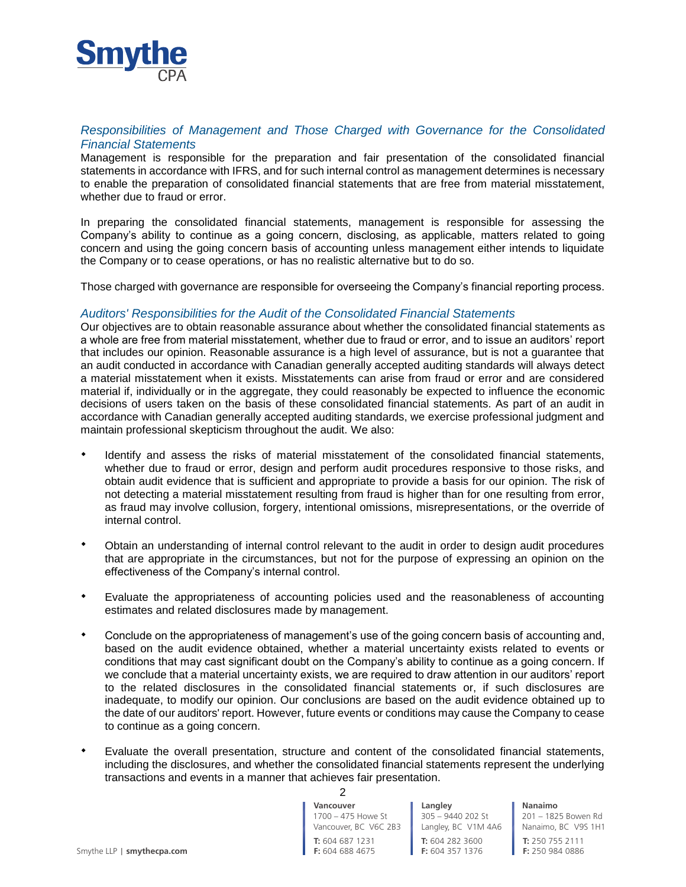### *Responsibilities of Management and Those Charged with Governance for the Consolidated Financial Statements*

Management is responsible for the preparation and fair presentation of the consolidated financial statements in accordance with IFRS, and for such internal control as management determines is necessary to enable the preparation of consolidated financial statements that are free from material misstatement, whether due to fraud or error.

In preparing the consolidated financial statements, management is responsible for assessing the Company's ability to continue as a going concern, disclosing, as applicable, matters related to going concern and using the going concern basis of accounting unless management either intends to liquidate the Company or to cease operations, or has no realistic alternative but to do so.

Those charged with governance are responsible for overseeing the Company's financial reporting process.

### *Auditors' Responsibilities for the Audit of the Consolidated Financial Statements*

Our objectives are to obtain reasonable assurance about whether the consolidated financial statements as a whole are free from material misstatement, whether due to fraud or error, and to issue an auditors' report that includes our opinion. Reasonable assurance is a high level of assurance, but is not a guarantee that an audit conducted in accordance with Canadian generally accepted auditing standards will always detect a material misstatement when it exists. Misstatements can arise from fraud or error and are considered material if, individually or in the aggregate, they could reasonably be expected to influence the economic decisions of users taken on the basis of these consolidated financial statements. As part of an audit in accordance with Canadian generally accepted auditing standards, we exercise professional judgment and maintain professional skepticism throughout the audit. We also:

- Identify and assess the risks of material misstatement of the consolidated financial statements, whether due to fraud or error, design and perform audit procedures responsive to those risks, and obtain audit evidence that is sufficient and appropriate to provide a basis for our opinion. The risk of not detecting a material misstatement resulting from fraud is higher than for one resulting from error, as fraud may involve collusion, forgery, intentional omissions, misrepresentations, or the override of internal control.

- Obtain an understanding of internal control relevant to the audit in order to design audit procedures that are appropriate in the circumstances, but not for the purpose of expressing an opinion on the effectiveness of the Company's internal control.

- Evaluate the appropriateness of accounting policies used and the reasonableness of accounting estimates and related disclosures made by management.

- Conclude on the appropriateness of management's use of the going concern basis of accounting and, based on the audit evidence obtained, whether a material uncertainty exists related to events or conditions that may cast significant doubt on the Company's ability to continue as a going concern. If we conclude that a material uncertainty exists, we are required to draw attention in our auditors' report to the related disclosures in the consolidated financial statements or, if such disclosures are inadequate, to modify our opinion. Our conclusions are based on the audit evidence obtained up to the date of our auditors' report. However, future events or conditions may cause the Company to cease to continue as a going concern.

- Evaluate the overall presentation, structure and content of the consolidated financial statements, including the disclosures, and whether the consolidated financial statements represent the underlying transactions and events in a manner that achieves fair presentation.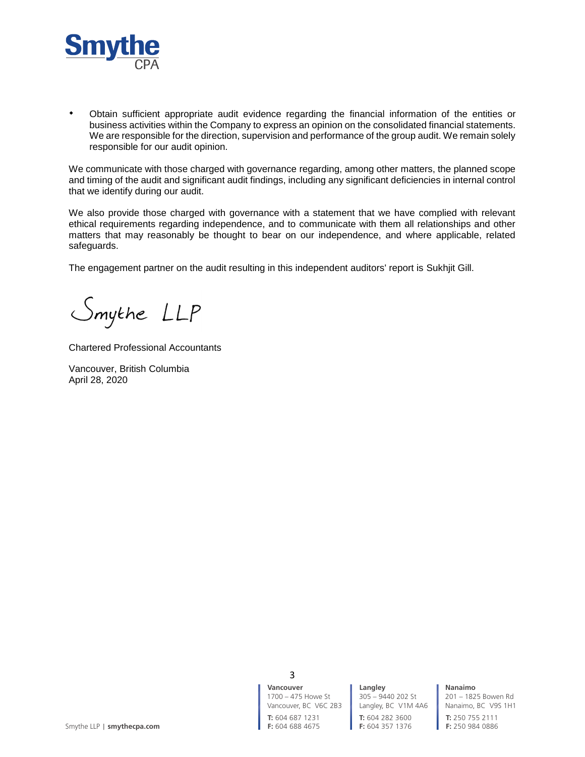- Obtain sufficient appropriate audit evidence regarding the financial information of the entities or business activities within the Company to express an opinion on the consolidated financial statements. We are responsible for the direction, supervision and performance of the group audit. We remain solely responsible for our audit opinion.

We communicate with those charged with governance regarding, among other matters, the planned scope and timing of the audit and significant audit findings, including any significant deficiencies in internal control that we identify during our audit.

We also provide those charged with governance with a statement that we have complied with relevant ethical requirements regarding independence, and to communicate with them all relationships and other matters that may reasonably be thought to bear on our independence, and where applicable, related safeguards.

The engagement partner on the audit resulting in this independent auditors' report is Sukhjit Gill.

Smythe LLP

Chartered Professional Accountants

Vancouver, British Columbia
April 28, 2020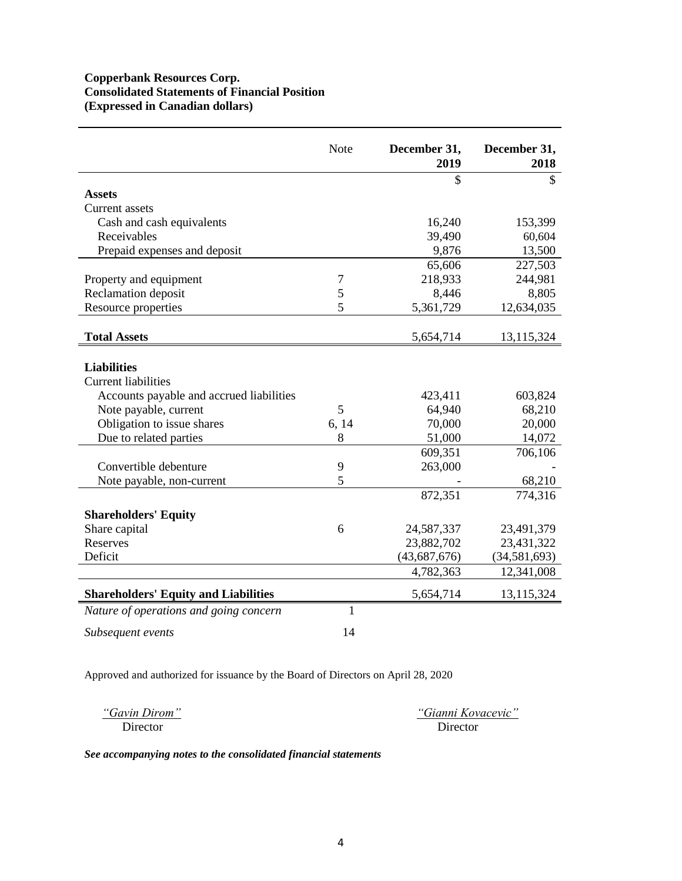**Copperbank Resources Corp.**
**Consolidated Statements of Financial Position**
**(Expressed in Canadian dollars)**

| | Note | December 31, 2019 | December 31, 2018 |
|---|---|---|---|
| | | $ | $ |
| **Assets** | | | |
| Current assets | | | |
| Cash and cash equivalents | | 16,240 | 153,399 |
| Receivables | | 39,490 | 60,604 |
| Prepaid expenses and deposit | | 9,876 | 13,500 |
| | | 65,606 | 227,503 |
| Property and equipment | 7 | 218,933 | 244,981 |
| Reclamation deposit | 5 | 8,446 | 8,805 |
| Resource properties | 5 | 5,361,729 | 12,634,035 |
| **Total Assets** | | 5,654,714 | 13,115,324 |
| **Liabilities** | | | |
| Current liabilities | | | |
| Accounts payable and accrued liabilities | | 423,411 | 603,824 |
| Note payable, current | 5 | 64,940 | 68,210 |
| Obligation to issue shares | 6, 14 | 70,000 | 20,000 |
| Due to related parties | 8 | 51,000 | 14,072 |
| | | 609,351 | 706,106 |
| Convertible debenture | 9 | 263,000 | - |
| Note payable, non-current | 5 | - | 68,210 |
| | | 872,351 | 774,316 |
| **Shareholders' Equity** | | | |
| Share capital | 6 | 24,587,337 | 23,491,379 |
| Reserves | | 23,882,702 | 23,431,322 |
| Deficit | | (43,687,676) | (34,581,693) |
| | | 4,782,363 | 12,341,008 |
| **Shareholders' Equity and Liabilities** | | 5,654,714 | 13,115,324 |
| *Nature of operations and going concern* | 1 | | |
| *Subsequent events* | 14 | | |

Approved and authorized for issuance by the Board of Directors on April 28, 2020

*"Gavin Dirom"*
Director

*"Gianni Kovacevic"*
Director

***See accompanying notes to the consolidated financial statements***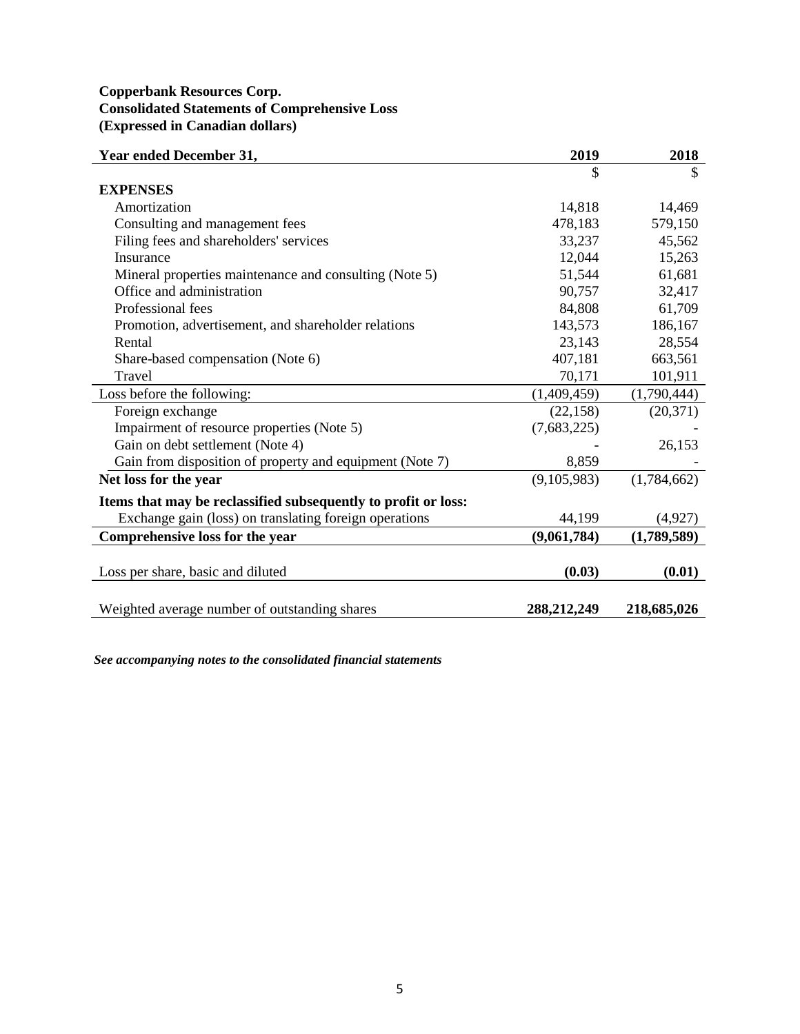**Copperbank Resources Corp.**
**Consolidated Statements of Comprehensive Loss**
**(Expressed in Canadian dollars)**

| Year ended December 31, | 2019 | 2018 |
|---|---|---|
| | $ | $ |
| **EXPENSES** | | |
| Amortization | 14,818 | 14,469 |
| Consulting and management fees | 478,183 | 579,150 |
| Filing fees and shareholders' services | 33,237 | 45,562 |
| Insurance | 12,044 | 15,263 |
| Mineral properties maintenance and consulting (Note 5) | 51,544 | 61,681 |
| Office and administration | 90,757 | 32,417 |
| Professional fees | 84,808 | 61,709 |
| Promotion, advertisement, and shareholder relations | 143,573 | 186,167 |
| Rental | 23,143 | 28,554 |
| Share-based compensation (Note 6) | 407,181 | 663,561 |
| Travel | 70,171 | 101,911 |
| Loss before the following: | (1,409,459) | (1,790,444) |
| Foreign exchange | (22,158) | (20,371) |
| Impairment of resource properties (Note 5) | (7,683,225) | - |
| Gain on debt settlement (Note 4) | - | 26,153 |
| Gain from disposition of property and equipment (Note 7) | 8,859 | - |
| **Net loss for the year** | (9,105,983) | (1,784,662) |
| **Items that may be reclassified subsequently to profit or loss:** | | |
| Exchange gain (loss) on translating foreign operations | 44,199 | (4,927) |
| **Comprehensive loss for the year** | **(9,061,784)** | **(1,789,589)** |
| Loss per share, basic and diluted | **(0.03)** | **(0.01)** |
| Weighted average number of outstanding shares | **288,212,249** | **218,685,026** |

***See accompanying notes to the consolidated financial statements***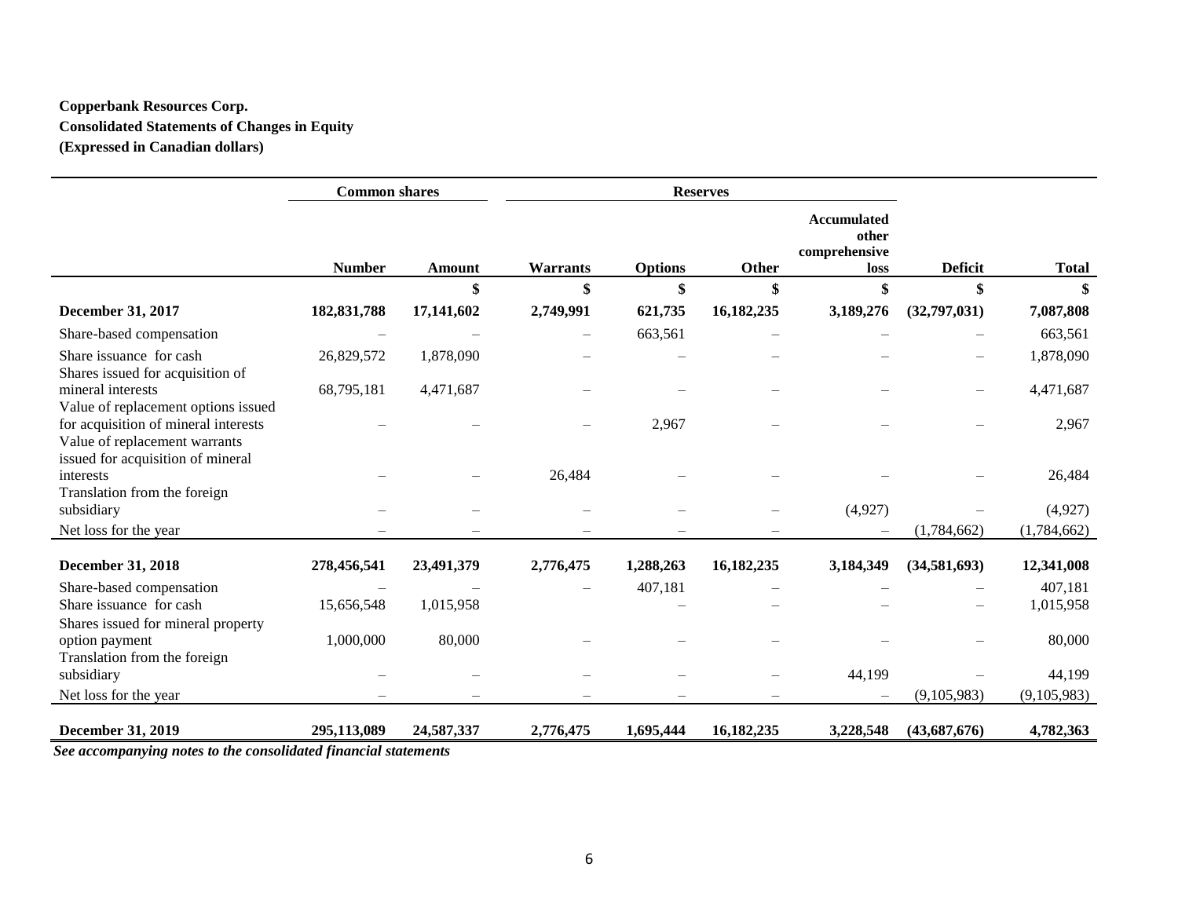**Copperbank Resources Corp.**
**Consolidated Statements of Changes in Equity**
**(Expressed in Canadian dollars)**

| | Common shares | | Reserves | | | | | |
|---|---|---|---|---|---|---|---|---|
| | **Number** | **Amount** | **Warrants** | **Options** | **Other** | **Accumulated other comprehensive loss** | **Deficit** | **Total** |
| | | **$** | **$** | **$** | **$** | **$** | **$** | **$** |
| **December 31, 2017** | **182,831,788** | **17,141,602** | **2,749,991** | **621,735** | **16,182,235** | **3,189,276** | **(32,797,031)** | **7,087,808** |
| Share-based compensation | – | – | – | 663,561 | – | – | – | 663,561 |
| Share issuance for cash | 26,829,572 | 1,878,090 | – | – | – | – | – | 1,878,090 |
| Shares issued for acquisition of mineral interests | 68,795,181 | 4,471,687 | – | – | – | – | – | 4,471,687 |
| Value of replacement options issued for acquisition of mineral interests | – | – | – | 2,967 | – | – | – | 2,967 |
| Value of replacement warrants issued for acquisition of mineral interests | – | – | 26,484 | – | – | – | – | 26,484 |
| Translation from the foreign subsidiary | – | – | – | – | – | (4,927) | – | (4,927) |
| Net loss for the year | – | – | – | – | – | – | (1,784,662) | (1,784,662) |
| **December 31, 2018** | **278,456,541** | **23,491,379** | **2,776,475** | **1,288,263** | **16,182,235** | **3,184,349** | **(34,581,693)** | **12,341,008** |
| Share-based compensation | – | – | – | 407,181 | – | – | – | 407,181 |
| Share issuance for cash | 15,656,548 | 1,015,958 | | – | – | – | – | 1,015,958 |
| Shares issued for mineral property option payment | 1,000,000 | 80,000 | – | – | – | – | – | 80,000 |
| Translation from the foreign subsidiary | – | – | – | – | – | 44,199 | – | 44,199 |
| Net loss for the year | – | – | – | – | – | – | (9,105,983) | (9,105,983) |
| **December 31, 2019** | **295,113,089** | **24,587,337** | **2,776,475** | **1,695,444** | **16,182,235** | **3,228,548** | **(43,687,676)** | **4,782,363** |

***See accompanying notes to the consolidated financial statements***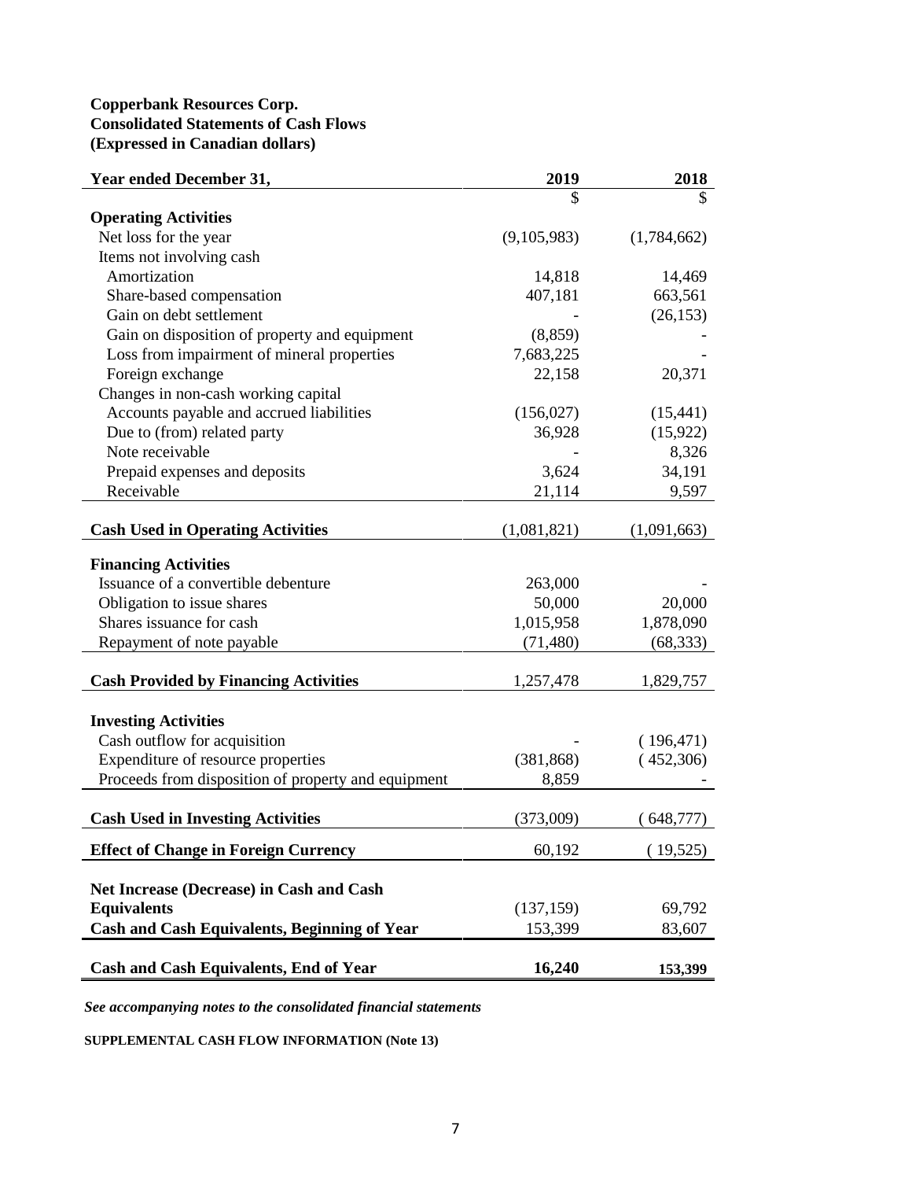**Copperbank Resources Corp.**
**Consolidated Statements of Cash Flows**
**(Expressed in Canadian dollars)**

| Year ended December 31, | 2019 | 2018 |
|---|---|---|
| | $ | $ |
| **Operating Activities** | | |
| Net loss for the year | (9,105,983) | (1,784,662) |
| Items not involving cash | | |
| Amortization | 14,818 | 14,469 |
| Share-based compensation | 407,181 | 663,561 |
| Gain on debt settlement | - | (26,153) |
| Gain on disposition of property and equipment | (8,859) | - |
| Loss from impairment of mineral properties | 7,683,225 | - |
| Foreign exchange | 22,158 | 20,371 |
| Changes in non-cash working capital | | |
| Accounts payable and accrued liabilities | (156,027) | (15,441) |
| Due to (from) related party | 36,928 | (15,922) |
| Note receivable | - | 8,326 |
| Prepaid expenses and deposits | 3,624 | 34,191 |
| Receivable | 21,114 | 9,597 |
| **Cash Used in Operating Activities** | (1,081,821) | (1,091,663) |
| **Financing Activities** | | |
| Issuance of a convertible debenture | 263,000 | - |
| Obligation to issue shares | 50,000 | 20,000 |
| Shares issuance for cash | 1,015,958 | 1,878,090 |
| Repayment of note payable | (71,480) | (68,333) |
| **Cash Provided by Financing Activities** | 1,257,478 | 1,829,757 |
| **Investing Activities** | | |
| Cash outflow for acquisition | - | (196,471) |
| Expenditure of resource properties | (381,868) | (452,306) |
| Proceeds from disposition of property and equipment | 8,859 | - |
| **Cash Used in Investing Activities** | (373,009) | (648,777) |
| **Effect of Change in Foreign Currency** | 60,192 | (19,525) |
| **Net Increase (Decrease) in Cash and Cash Equivalents** | (137,159) | 69,792 |
| **Cash and Cash Equivalents, Beginning of Year** | 153,399 | 83,607 |
| **Cash and Cash Equivalents, End of Year** | **16,240** | **153,399** |

*See accompanying notes to the consolidated financial statements*

**SUPPLEMENTAL CASH FLOW INFORMATION (Note 13)**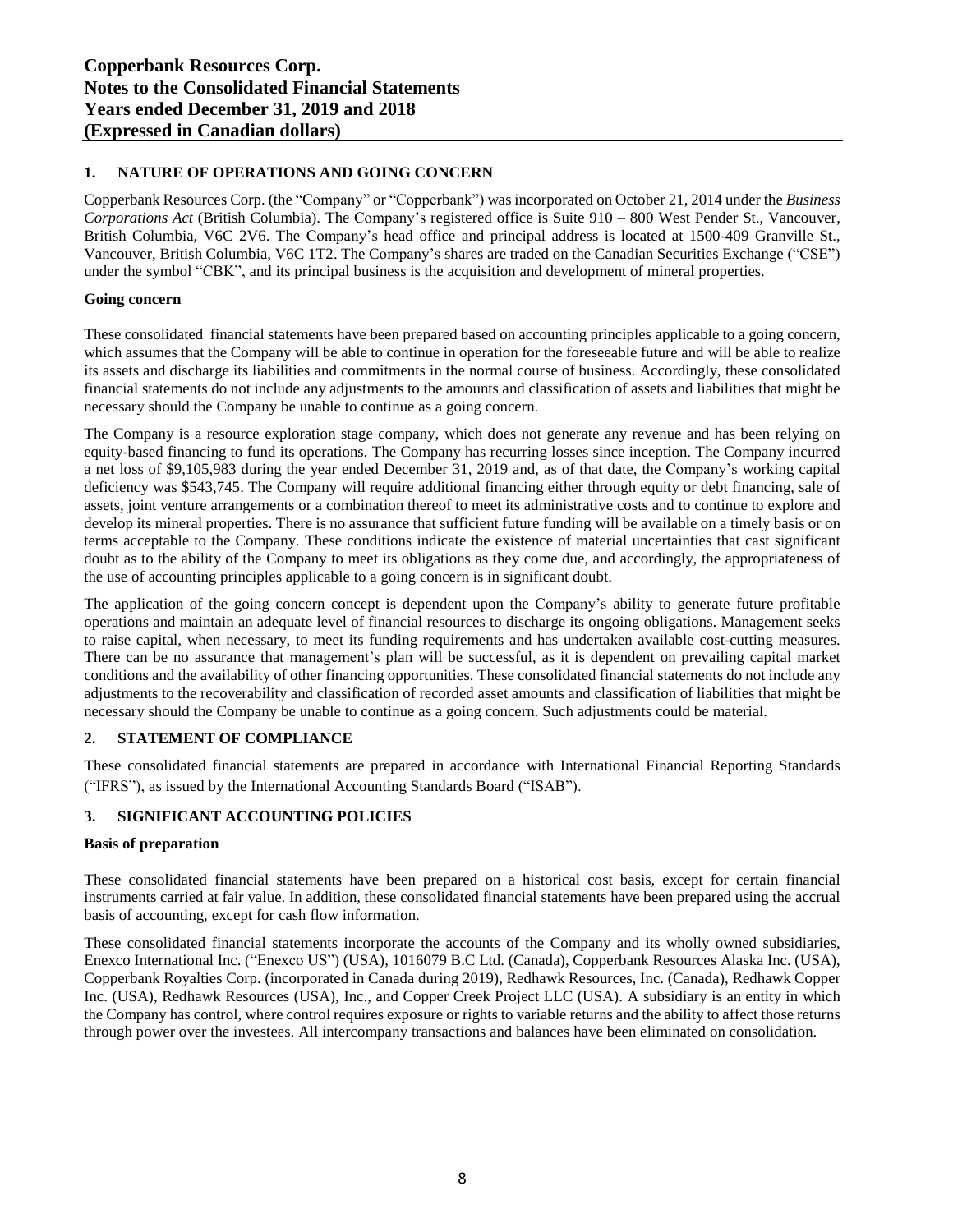## 1. NATURE OF OPERATIONS AND GOING CONCERN

Copperbank Resources Corp. (the "Company" or "Copperbank") was incorporated on October 21, 2014 under the *Business Corporations Act* (British Columbia). The Company's registered office is Suite 910 – 800 West Pender St., Vancouver, British Columbia, V6C 2V6. The Company's head office and principal address is located at 1500-409 Granville St., Vancouver, British Columbia, V6C 1T2. The Company's shares are traded on the Canadian Securities Exchange ("CSE") under the symbol "CBK", and its principal business is the acquisition and development of mineral properties.

### Going concern

These consolidated financial statements have been prepared based on accounting principles applicable to a going concern, which assumes that the Company will be able to continue in operation for the foreseeable future and will be able to realize its assets and discharge its liabilities and commitments in the normal course of business. Accordingly, these consolidated financial statements do not include any adjustments to the amounts and classification of assets and liabilities that might be necessary should the Company be unable to continue as a going concern.

The Company is a resource exploration stage company, which does not generate any revenue and has been relying on equity-based financing to fund its operations. The Company has recurring losses since inception. The Company incurred a net loss of $9,105,983 during the year ended December 31, 2019 and, as of that date, the Company's working capital deficiency was $543,745. The Company will require additional financing either through equity or debt financing, sale of assets, joint venture arrangements or a combination thereof to meet its administrative costs and to continue to explore and develop its mineral properties. There is no assurance that sufficient future funding will be available on a timely basis or on terms acceptable to the Company. These conditions indicate the existence of material uncertainties that cast significant doubt as to the ability of the Company to meet its obligations as they come due, and accordingly, the appropriateness of the use of accounting principles applicable to a going concern is in significant doubt.

The application of the going concern concept is dependent upon the Company's ability to generate future profitable operations and maintain an adequate level of financial resources to discharge its ongoing obligations. Management seeks to raise capital, when necessary, to meet its funding requirements and has undertaken available cost-cutting measures. There can be no assurance that management's plan will be successful, as it is dependent on prevailing capital market conditions and the availability of other financing opportunities. These consolidated financial statements do not include any adjustments to the recoverability and classification of recorded asset amounts and classification of liabilities that might be necessary should the Company be unable to continue as a going concern. Such adjustments could be material.

## 2. STATEMENT OF COMPLIANCE

These consolidated financial statements are prepared in accordance with International Financial Reporting Standards ("IFRS"), as issued by the International Accounting Standards Board ("ISAB").

## 3. SIGNIFICANT ACCOUNTING POLICIES

### Basis of preparation

These consolidated financial statements have been prepared on a historical cost basis, except for certain financial instruments carried at fair value. In addition, these consolidated financial statements have been prepared using the accrual basis of accounting, except for cash flow information.

These consolidated financial statements incorporate the accounts of the Company and its wholly owned subsidiaries, Enexco International Inc. ("Enexco US") (USA), 1016079 B.C Ltd. (Canada), Copperbank Resources Alaska Inc. (USA), Copperbank Royalties Corp. (incorporated in Canada during 2019), Redhawk Resources, Inc. (Canada), Redhawk Copper Inc. (USA), Redhawk Resources (USA), Inc., and Copper Creek Project LLC (USA). A subsidiary is an entity in which the Company has control, where control requires exposure or rights to variable returns and the ability to affect those returns through power over the investees. All intercompany transactions and balances have been eliminated on consolidation.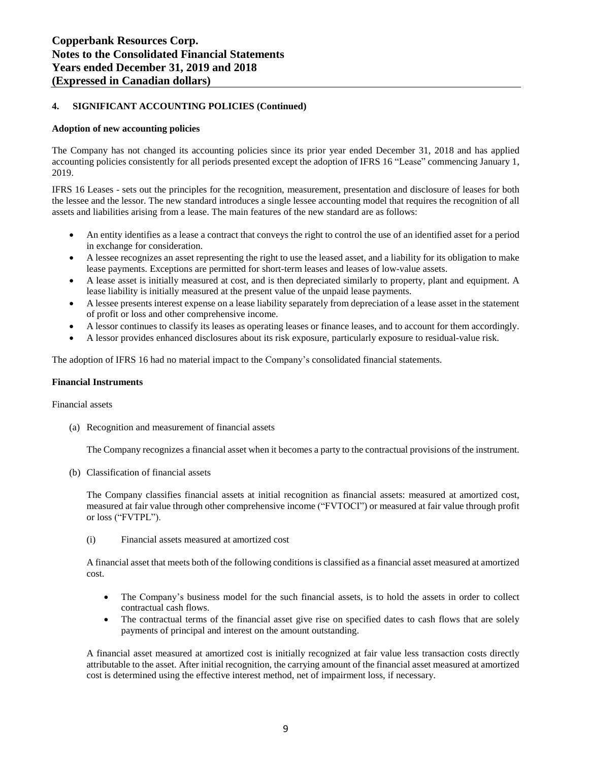## 4. SIGNIFICANT ACCOUNTING POLICIES (Continued)

**Adoption of new accounting policies**

The Company has not changed its accounting policies since its prior year ended December 31, 2018 and has applied accounting policies consistently for all periods presented except the adoption of IFRS 16 "Lease" commencing January 1, 2019.

IFRS 16 Leases - sets out the principles for the recognition, measurement, presentation and disclosure of leases for both the lessee and the lessor. The new standard introduces a single lessee accounting model that requires the recognition of all assets and liabilities arising from a lease. The main features of the new standard are as follows:

- An entity identifies as a lease a contract that conveys the right to control the use of an identified asset for a period in exchange for consideration.
- A lessee recognizes an asset representing the right to use the leased asset, and a liability for its obligation to make lease payments. Exceptions are permitted for short-term leases and leases of low-value assets.
- A lease asset is initially measured at cost, and is then depreciated similarly to property, plant and equipment. A lease liability is initially measured at the present value of the unpaid lease payments.
- A lessee presents interest expense on a lease liability separately from depreciation of a lease asset in the statement of profit or loss and other comprehensive income.
- A lessor continues to classify its leases as operating leases or finance leases, and to account for them accordingly.
- A lessor provides enhanced disclosures about its risk exposure, particularly exposure to residual-value risk.

The adoption of IFRS 16 had no material impact to the Company's consolidated financial statements.

**Financial Instruments**

Financial assets

(a) Recognition and measurement of financial assets

The Company recognizes a financial asset when it becomes a party to the contractual provisions of the instrument.

(b) Classification of financial assets

The Company classifies financial assets at initial recognition as financial assets: measured at amortized cost, measured at fair value through other comprehensive income ("FVTOCI") or measured at fair value through profit or loss ("FVTPL").

(i) Financial assets measured at amortized cost

A financial asset that meets both of the following conditions is classified as a financial asset measured at amortized cost.

- The Company's business model for the such financial assets, is to hold the assets in order to collect contractual cash flows.
- The contractual terms of the financial asset give rise on specified dates to cash flows that are solely payments of principal and interest on the amount outstanding.

A financial asset measured at amortized cost is initially recognized at fair value less transaction costs directly attributable to the asset. After initial recognition, the carrying amount of the financial asset measured at amortized cost is determined using the effective interest method, net of impairment loss, if necessary.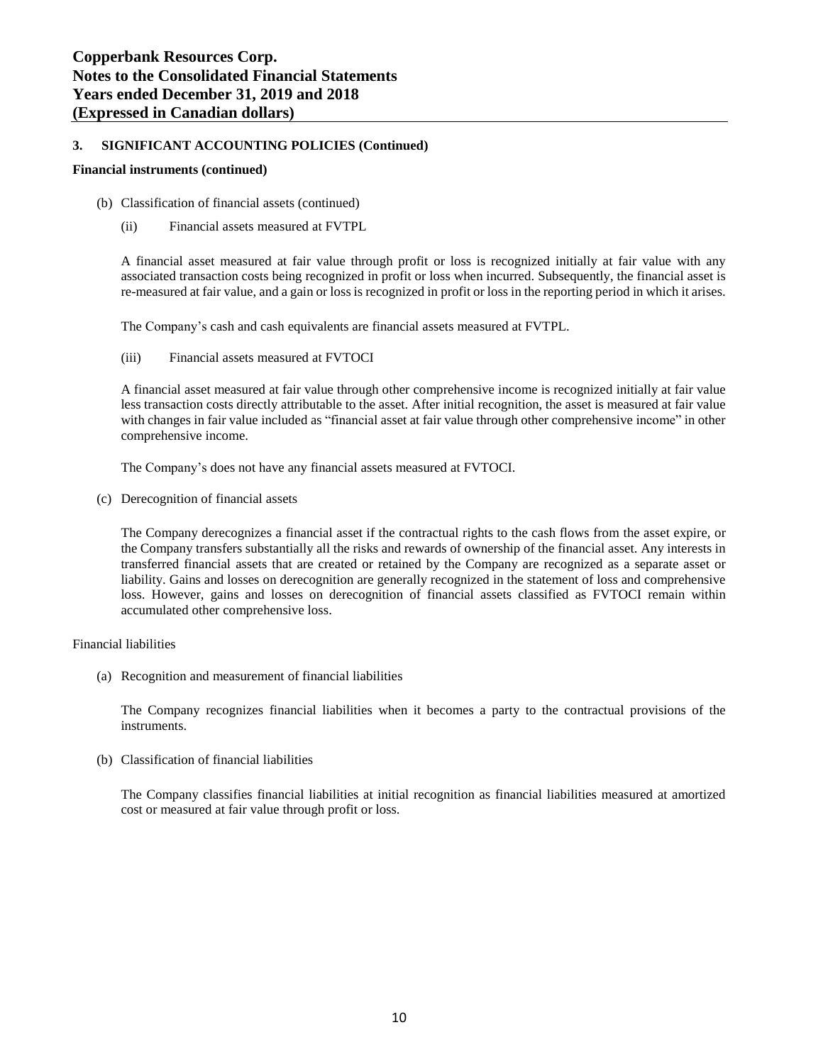### 3. SIGNIFICANT ACCOUNTING POLICIES (Continued)

**Financial instruments (continued)**

(b) Classification of financial assets (continued)

(ii) Financial assets measured at FVTPL

A financial asset measured at fair value through profit or loss is recognized initially at fair value with any associated transaction costs being recognized in profit or loss when incurred. Subsequently, the financial asset is re-measured at fair value, and a gain or loss is recognized in profit or loss in the reporting period in which it arises.

The Company's cash and cash equivalents are financial assets measured at FVTPL.

(iii) Financial assets measured at FVTOCI

A financial asset measured at fair value through other comprehensive income is recognized initially at fair value less transaction costs directly attributable to the asset. After initial recognition, the asset is measured at fair value with changes in fair value included as "financial asset at fair value through other comprehensive income" in other comprehensive income.

The Company's does not have any financial assets measured at FVTOCI.

(c) Derecognition of financial assets

The Company derecognizes a financial asset if the contractual rights to the cash flows from the asset expire, or the Company transfers substantially all the risks and rewards of ownership of the financial asset. Any interests in transferred financial assets that are created or retained by the Company are recognized as a separate asset or liability. Gains and losses on derecognition are generally recognized in the statement of loss and comprehensive loss. However, gains and losses on derecognition of financial assets classified as FVTOCI remain within accumulated other comprehensive loss.

Financial liabilities

(a) Recognition and measurement of financial liabilities

The Company recognizes financial liabilities when it becomes a party to the contractual provisions of the instruments.

(b) Classification of financial liabilities

The Company classifies financial liabilities at initial recognition as financial liabilities measured at amortized cost or measured at fair value through profit or loss.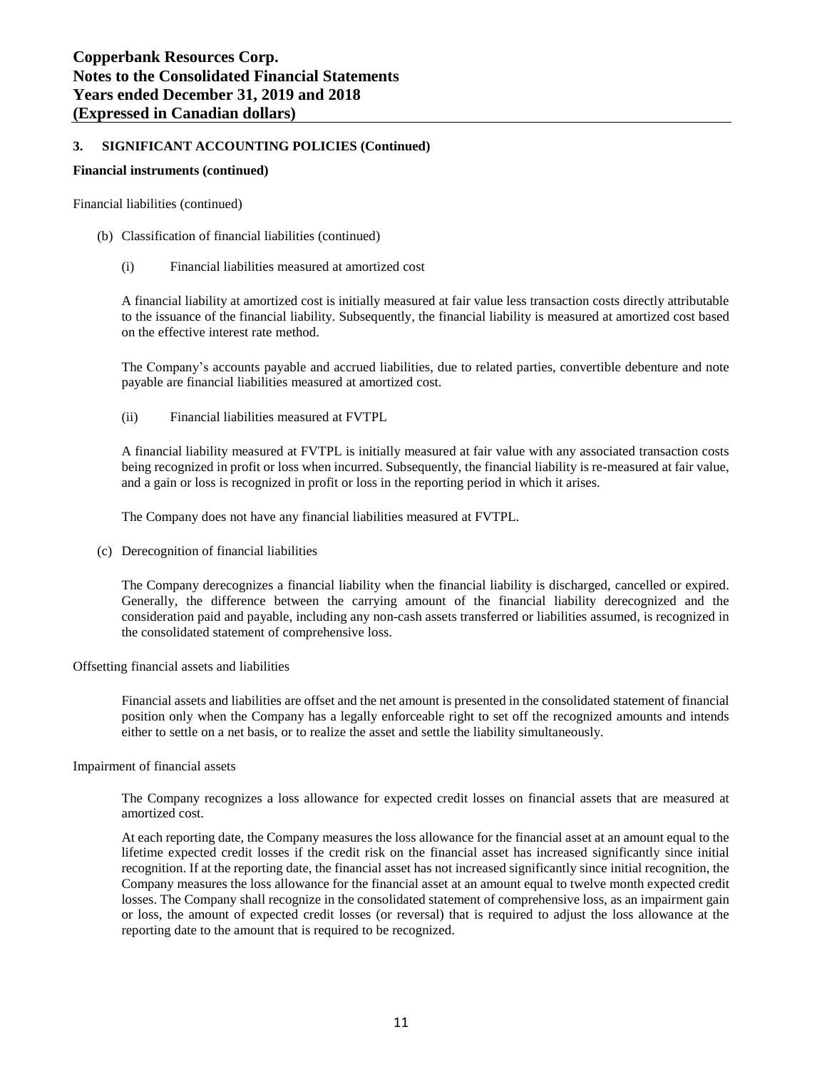## 3. SIGNIFICANT ACCOUNTING POLICIES (Continued)

**Financial instruments (continued)**

Financial liabilities (continued)

(b) Classification of financial liabilities (continued)

(i) Financial liabilities measured at amortized cost

A financial liability at amortized cost is initially measured at fair value less transaction costs directly attributable to the issuance of the financial liability. Subsequently, the financial liability is measured at amortized cost based on the effective interest rate method.

The Company's accounts payable and accrued liabilities, due to related parties, convertible debenture and note payable are financial liabilities measured at amortized cost.

(ii) Financial liabilities measured at FVTPL

A financial liability measured at FVTPL is initially measured at fair value with any associated transaction costs being recognized in profit or loss when incurred. Subsequently, the financial liability is re-measured at fair value, and a gain or loss is recognized in profit or loss in the reporting period in which it arises.

The Company does not have any financial liabilities measured at FVTPL.

(c) Derecognition of financial liabilities

The Company derecognizes a financial liability when the financial liability is discharged, cancelled or expired. Generally, the difference between the carrying amount of the financial liability derecognized and the consideration paid and payable, including any non-cash assets transferred or liabilities assumed, is recognized in the consolidated statement of comprehensive loss.

Offsetting financial assets and liabilities

Financial assets and liabilities are offset and the net amount is presented in the consolidated statement of financial position only when the Company has a legally enforceable right to set off the recognized amounts and intends either to settle on a net basis, or to realize the asset and settle the liability simultaneously.

Impairment of financial assets

The Company recognizes a loss allowance for expected credit losses on financial assets that are measured at amortized cost.

At each reporting date, the Company measures the loss allowance for the financial asset at an amount equal to the lifetime expected credit losses if the credit risk on the financial asset has increased significantly since initial recognition. If at the reporting date, the financial asset has not increased significantly since initial recognition, the Company measures the loss allowance for the financial asset at an amount equal to twelve month expected credit losses. The Company shall recognize in the consolidated statement of comprehensive loss, as an impairment gain or loss, the amount of expected credit losses (or reversal) that is required to adjust the loss allowance at the reporting date to the amount that is required to be recognized.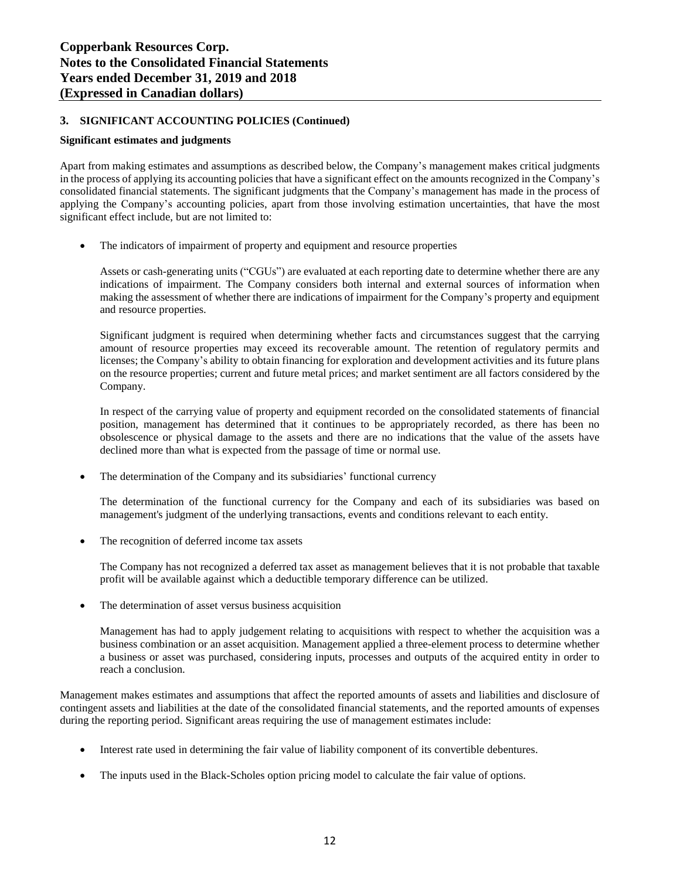## 3. SIGNIFICANT ACCOUNTING POLICIES (Continued)

**Significant estimates and judgments**

Apart from making estimates and assumptions as described below, the Company's management makes critical judgments in the process of applying its accounting policies that have a significant effect on the amounts recognized in the Company's consolidated financial statements. The significant judgments that the Company's management has made in the process of applying the Company's accounting policies, apart from those involving estimation uncertainties, that have the most significant effect include, but are not limited to:

- The indicators of impairment of property and equipment and resource properties

  Assets or cash-generating units ("CGUs") are evaluated at each reporting date to determine whether there are any indications of impairment. The Company considers both internal and external sources of information when making the assessment of whether there are indications of impairment for the Company's property and equipment and resource properties.

  Significant judgment is required when determining whether facts and circumstances suggest that the carrying amount of resource properties may exceed its recoverable amount. The retention of regulatory permits and licenses; the Company's ability to obtain financing for exploration and development activities and its future plans on the resource properties; current and future metal prices; and market sentiment are all factors considered by the Company.

  In respect of the carrying value of property and equipment recorded on the consolidated statements of financial position, management has determined that it continues to be appropriately recorded, as there has been no obsolescence or physical damage to the assets and there are no indications that the value of the assets have declined more than what is expected from the passage of time or normal use.

- The determination of the Company and its subsidiaries' functional currency

  The determination of the functional currency for the Company and each of its subsidiaries was based on management's judgment of the underlying transactions, events and conditions relevant to each entity.

- The recognition of deferred income tax assets

  The Company has not recognized a deferred tax asset as management believes that it is not probable that taxable profit will be available against which a deductible temporary difference can be utilized.

- The determination of asset versus business acquisition

  Management has had to apply judgement relating to acquisitions with respect to whether the acquisition was a business combination or an asset acquisition. Management applied a three-element process to determine whether a business or asset was purchased, considering inputs, processes and outputs of the acquired entity in order to reach a conclusion.

Management makes estimates and assumptions that affect the reported amounts of assets and liabilities and disclosure of contingent assets and liabilities at the date of the consolidated financial statements, and the reported amounts of expenses during the reporting period. Significant areas requiring the use of management estimates include:

- Interest rate used in determining the fair value of liability component of its convertible debentures.

- The inputs used in the Black-Scholes option pricing model to calculate the fair value of options.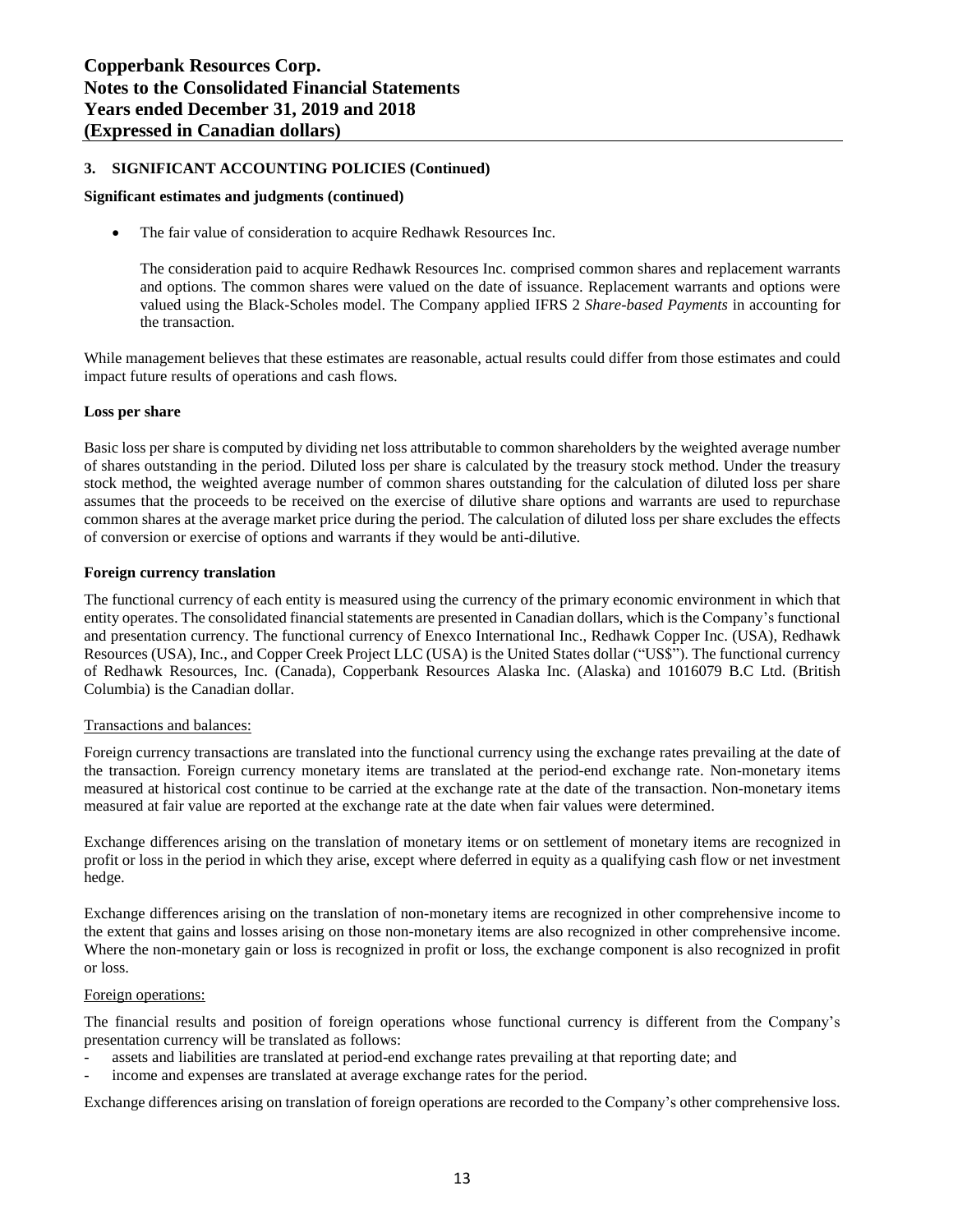## 3. SIGNIFICANT ACCOUNTING POLICIES (Continued)

**Significant estimates and judgments (continued)**

- The fair value of consideration to acquire Redhawk Resources Inc.

  The consideration paid to acquire Redhawk Resources Inc. comprised common shares and replacement warrants and options. The common shares were valued on the date of issuance. Replacement warrants and options were valued using the Black-Scholes model. The Company applied IFRS 2 *Share-based Payments* in accounting for the transaction.

While management believes that these estimates are reasonable, actual results could differ from those estimates and could impact future results of operations and cash flows.

**Loss per share**

Basic loss per share is computed by dividing net loss attributable to common shareholders by the weighted average number of shares outstanding in the period. Diluted loss per share is calculated by the treasury stock method. Under the treasury stock method, the weighted average number of common shares outstanding for the calculation of diluted loss per share assumes that the proceeds to be received on the exercise of dilutive share options and warrants are used to repurchase common shares at the average market price during the period. The calculation of diluted loss per share excludes the effects of conversion or exercise of options and warrants if they would be anti-dilutive.

**Foreign currency translation**

The functional currency of each entity is measured using the currency of the primary economic environment in which that entity operates. The consolidated financial statements are presented in Canadian dollars, which is the Company's functional and presentation currency. The functional currency of Enexco International Inc., Redhawk Copper Inc. (USA), Redhawk Resources (USA), Inc., and Copper Creek Project LLC (USA) is the United States dollar ("US$"). The functional currency of Redhawk Resources, Inc. (Canada), Copperbank Resources Alaska Inc. (Alaska) and 1016079 B.C Ltd. (British Columbia) is the Canadian dollar.

Transactions and balances:

Foreign currency transactions are translated into the functional currency using the exchange rates prevailing at the date of the transaction. Foreign currency monetary items are translated at the period-end exchange rate. Non-monetary items measured at historical cost continue to be carried at the exchange rate at the date of the transaction. Non-monetary items measured at fair value are reported at the exchange rate at the date when fair values were determined.

Exchange differences arising on the translation of monetary items or on settlement of monetary items are recognized in profit or loss in the period in which they arise, except where deferred in equity as a qualifying cash flow or net investment hedge.

Exchange differences arising on the translation of non-monetary items are recognized in other comprehensive income to the extent that gains and losses arising on those non-monetary items are also recognized in other comprehensive income. Where the non-monetary gain or loss is recognized in profit or loss, the exchange component is also recognized in profit or loss.

Foreign operations:

The financial results and position of foreign operations whose functional currency is different from the Company's presentation currency will be translated as follows:

- assets and liabilities are translated at period-end exchange rates prevailing at that reporting date; and
- income and expenses are translated at average exchange rates for the period.

Exchange differences arising on translation of foreign operations are recorded to the Company's other comprehensive loss.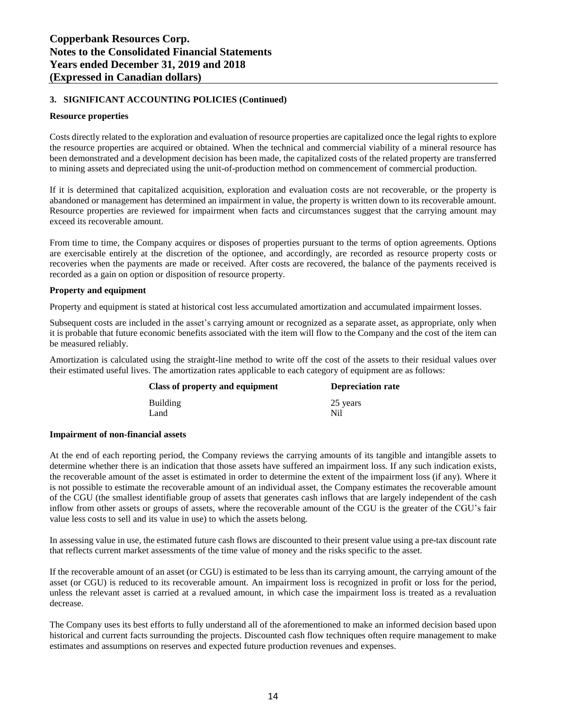### 3. SIGNIFICANT ACCOUNTING POLICIES (Continued)

**Resource properties**

Costs directly related to the exploration and evaluation of resource properties are capitalized once the legal rights to explore the resource properties are acquired or obtained. When the technical and commercial viability of a mineral resource has been demonstrated and a development decision has been made, the capitalized costs of the related property are transferred to mining assets and depreciated using the unit-of-production method on commencement of commercial production.

If it is determined that capitalized acquisition, exploration and evaluation costs are not recoverable, or the property is abandoned or management has determined an impairment in value, the property is written down to its recoverable amount. Resource properties are reviewed for impairment when facts and circumstances suggest that the carrying amount may exceed its recoverable amount.

From time to time, the Company acquires or disposes of properties pursuant to the terms of option agreements. Options are exercisable entirely at the discretion of the optionee, and accordingly, are recorded as resource property costs or recoveries when the payments are made or received. After costs are recovered, the balance of the payments received is recorded as a gain on option or disposition of resource property.

**Property and equipment**

Property and equipment is stated at historical cost less accumulated amortization and accumulated impairment losses.

Subsequent costs are included in the asset's carrying amount or recognized as a separate asset, as appropriate, only when it is probable that future economic benefits associated with the item will flow to the Company and the cost of the item can be measured reliably.

Amortization is calculated using the straight-line method to write off the cost of the assets to their residual values over their estimated useful lives. The amortization rates applicable to each category of equipment are as follows:

| Class of property and equipment | Depreciation rate |
|---|---|
| Building | 25 years |
| Land | Nil |

**Impairment of non-financial assets**

At the end of each reporting period, the Company reviews the carrying amounts of its tangible and intangible assets to determine whether there is an indication that those assets have suffered an impairment loss. If any such indication exists, the recoverable amount of the asset is estimated in order to determine the extent of the impairment loss (if any). Where it is not possible to estimate the recoverable amount of an individual asset, the Company estimates the recoverable amount of the CGU (the smallest identifiable group of assets that generates cash inflows that are largely independent of the cash inflow from other assets or groups of assets, where the recoverable amount of the CGU is the greater of the CGU's fair value less costs to sell and its value in use) to which the assets belong.

In assessing value in use, the estimated future cash flows are discounted to their present value using a pre-tax discount rate that reflects current market assessments of the time value of money and the risks specific to the asset.

If the recoverable amount of an asset (or CGU) is estimated to be less than its carrying amount, the carrying amount of the asset (or CGU) is reduced to its recoverable amount. An impairment loss is recognized in profit or loss for the period, unless the relevant asset is carried at a revalued amount, in which case the impairment loss is treated as a revaluation decrease.

The Company uses its best efforts to fully understand all of the aforementioned to make an informed decision based upon historical and current facts surrounding the projects. Discounted cash flow techniques often require management to make estimates and assumptions on reserves and expected future production revenues and expenses.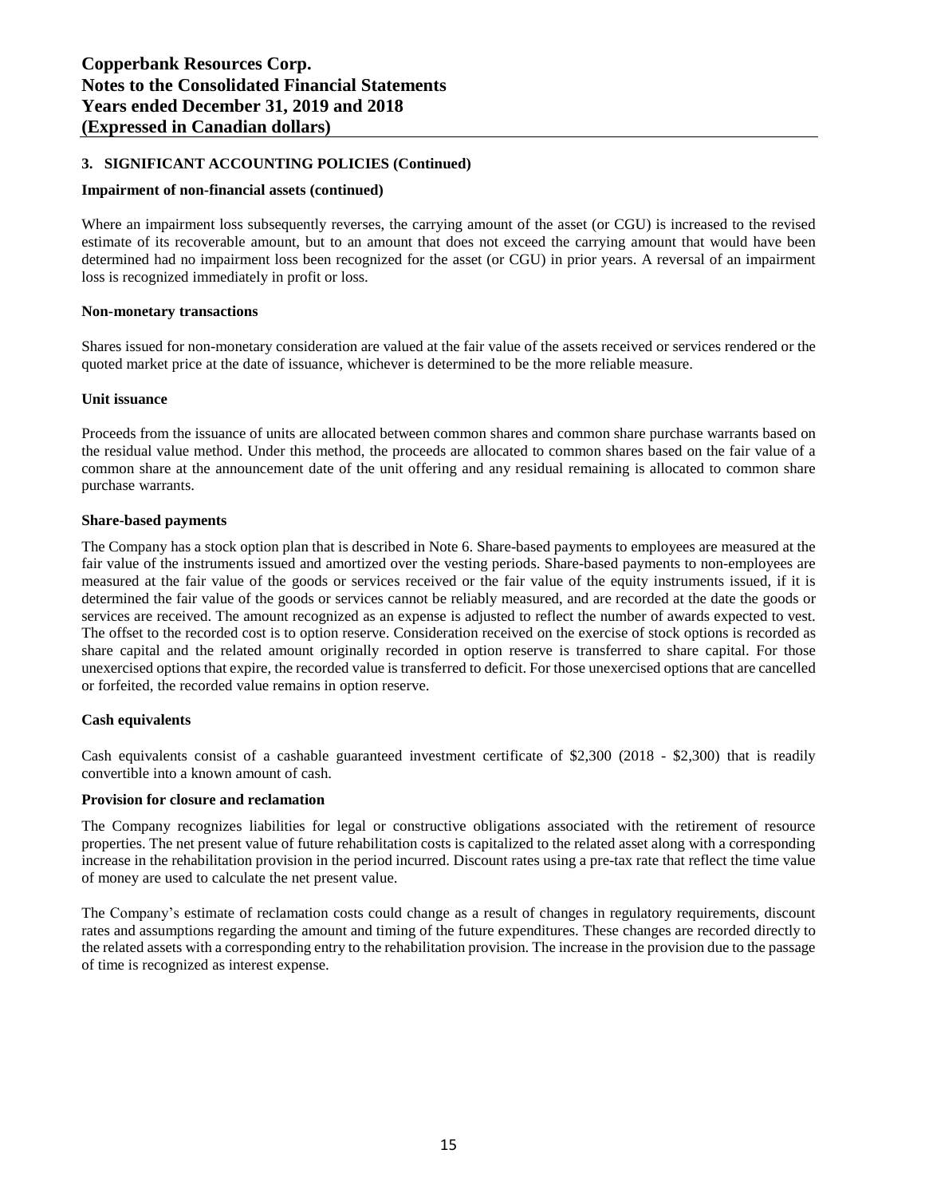## 3. SIGNIFICANT ACCOUNTING POLICIES (Continued)

**Impairment of non-financial assets (continued)**

Where an impairment loss subsequently reverses, the carrying amount of the asset (or CGU) is increased to the revised estimate of its recoverable amount, but to an amount that does not exceed the carrying amount that would have been determined had no impairment loss been recognized for the asset (or CGU) in prior years. A reversal of an impairment loss is recognized immediately in profit or loss.

**Non-monetary transactions**

Shares issued for non-monetary consideration are valued at the fair value of the assets received or services rendered or the quoted market price at the date of issuance, whichever is determined to be the more reliable measure.

**Unit issuance**

Proceeds from the issuance of units are allocated between common shares and common share purchase warrants based on the residual value method. Under this method, the proceeds are allocated to common shares based on the fair value of a common share at the announcement date of the unit offering and any residual remaining is allocated to common share purchase warrants.

**Share-based payments**

The Company has a stock option plan that is described in Note 6. Share-based payments to employees are measured at the fair value of the instruments issued and amortized over the vesting periods. Share-based payments to non-employees are measured at the fair value of the goods or services received or the fair value of the equity instruments issued, if it is determined the fair value of the goods or services cannot be reliably measured, and are recorded at the date the goods or services are received. The amount recognized as an expense is adjusted to reflect the number of awards expected to vest. The offset to the recorded cost is to option reserve. Consideration received on the exercise of stock options is recorded as share capital and the related amount originally recorded in option reserve is transferred to share capital. For those unexercised options that expire, the recorded value is transferred to deficit. For those unexercised options that are cancelled or forfeited, the recorded value remains in option reserve.

**Cash equivalents**

Cash equivalents consist of a cashable guaranteed investment certificate of $2,300 (2018 - $2,300) that is readily convertible into a known amount of cash.

**Provision for closure and reclamation**

The Company recognizes liabilities for legal or constructive obligations associated with the retirement of resource properties. The net present value of future rehabilitation costs is capitalized to the related asset along with a corresponding increase in the rehabilitation provision in the period incurred. Discount rates using a pre-tax rate that reflect the time value of money are used to calculate the net present value.

The Company's estimate of reclamation costs could change as a result of changes in regulatory requirements, discount rates and assumptions regarding the amount and timing of the future expenditures. These changes are recorded directly to the related assets with a corresponding entry to the rehabilitation provision. The increase in the provision due to the passage of time is recognized as interest expense.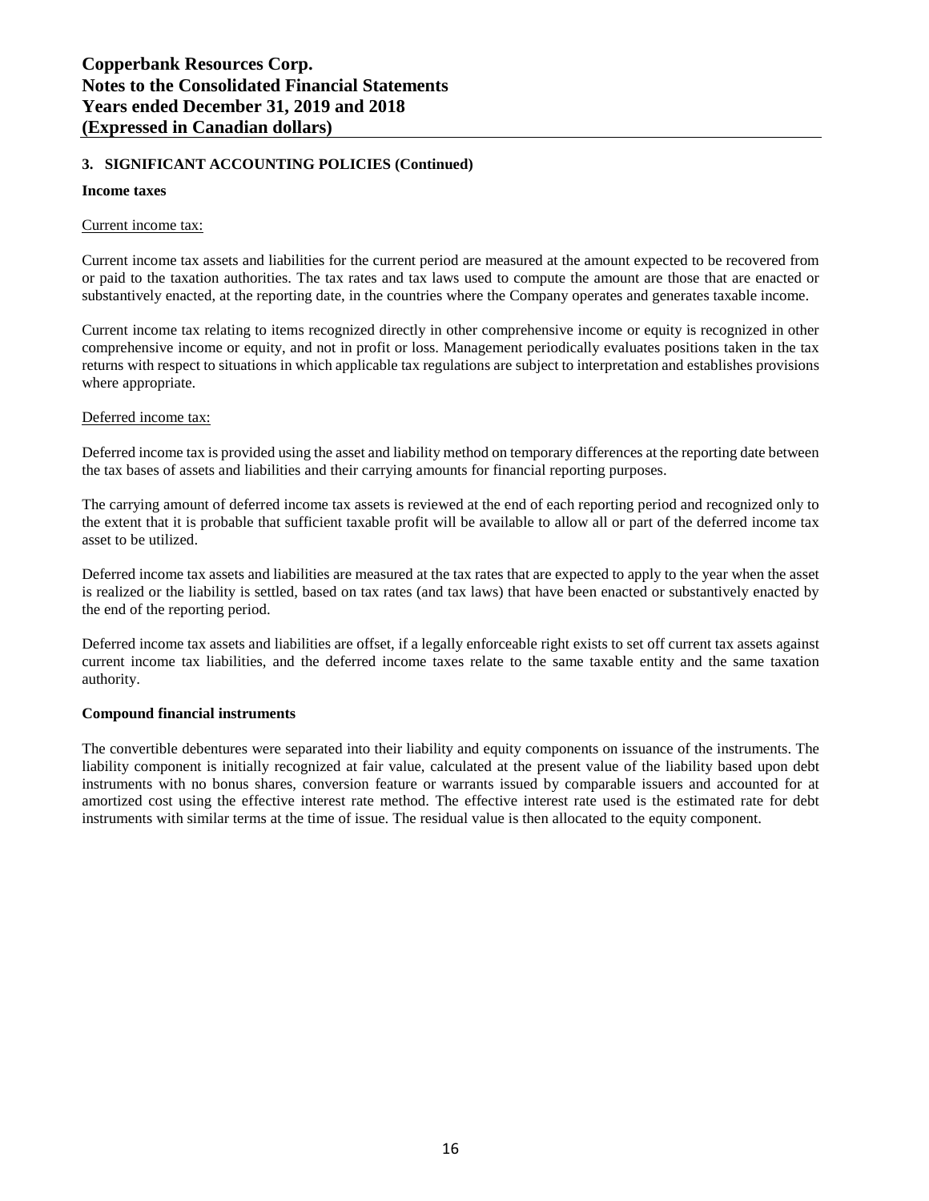## 3. SIGNIFICANT ACCOUNTING POLICIES (Continued)

### Income taxes

Current income tax:

Current income tax assets and liabilities for the current period are measured at the amount expected to be recovered from or paid to the taxation authorities. The tax rates and tax laws used to compute the amount are those that are enacted or substantively enacted, at the reporting date, in the countries where the Company operates and generates taxable income.

Current income tax relating to items recognized directly in other comprehensive income or equity is recognized in other comprehensive income or equity, and not in profit or loss. Management periodically evaluates positions taken in the tax returns with respect to situations in which applicable tax regulations are subject to interpretation and establishes provisions where appropriate.

Deferred income tax:

Deferred income tax is provided using the asset and liability method on temporary differences at the reporting date between the tax bases of assets and liabilities and their carrying amounts for financial reporting purposes.

The carrying amount of deferred income tax assets is reviewed at the end of each reporting period and recognized only to the extent that it is probable that sufficient taxable profit will be available to allow all or part of the deferred income tax asset to be utilized.

Deferred income tax assets and liabilities are measured at the tax rates that are expected to apply to the year when the asset is realized or the liability is settled, based on tax rates (and tax laws) that have been enacted or substantively enacted by the end of the reporting period.

Deferred income tax assets and liabilities are offset, if a legally enforceable right exists to set off current tax assets against current income tax liabilities, and the deferred income taxes relate to the same taxable entity and the same taxation authority.

### Compound financial instruments

The convertible debentures were separated into their liability and equity components on issuance of the instruments. The liability component is initially recognized at fair value, calculated at the present value of the liability based upon debt instruments with no bonus shares, conversion feature or warrants issued by comparable issuers and accounted for at amortized cost using the effective interest rate method. The effective interest rate used is the estimated rate for debt instruments with similar terms at the time of issue. The residual value is then allocated to the equity component.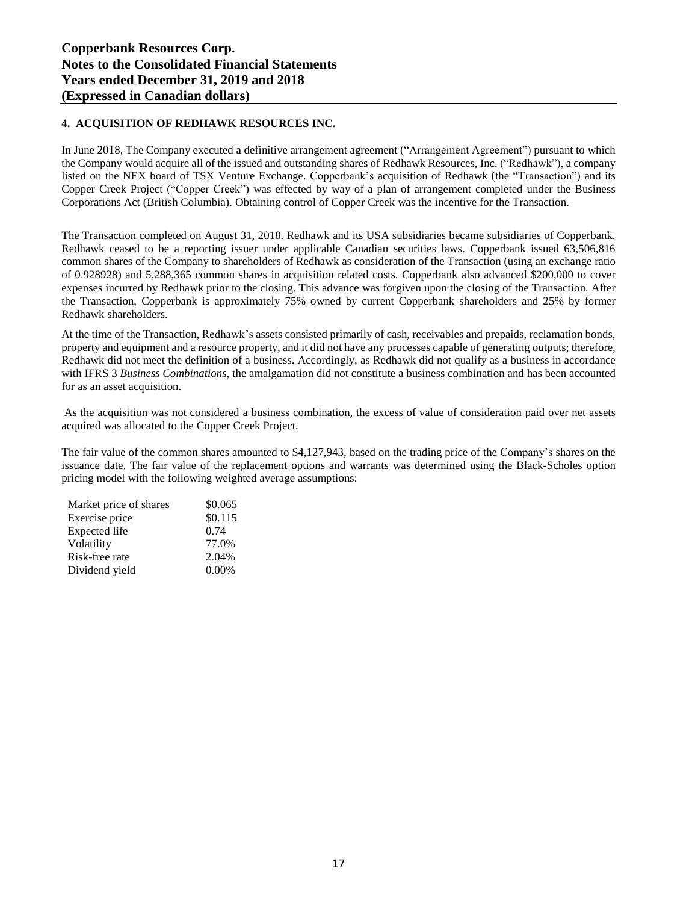## 4. ACQUISITION OF REDHAWK RESOURCES INC.

In June 2018, The Company executed a definitive arrangement agreement ("Arrangement Agreement") pursuant to which the Company would acquire all of the issued and outstanding shares of Redhawk Resources, Inc. ("Redhawk"), a company listed on the NEX board of TSX Venture Exchange. Copperbank's acquisition of Redhawk (the "Transaction") and its Copper Creek Project ("Copper Creek") was effected by way of a plan of arrangement completed under the Business Corporations Act (British Columbia). Obtaining control of Copper Creek was the incentive for the Transaction.

The Transaction completed on August 31, 2018. Redhawk and its USA subsidiaries became subsidiaries of Copperbank. Redhawk ceased to be a reporting issuer under applicable Canadian securities laws. Copperbank issued 63,506,816 common shares of the Company to shareholders of Redhawk as consideration of the Transaction (using an exchange ratio of 0.928928) and 5,288,365 common shares in acquisition related costs. Copperbank also advanced $200,000 to cover expenses incurred by Redhawk prior to the closing. This advance was forgiven upon the closing of the Transaction. After the Transaction, Copperbank is approximately 75% owned by current Copperbank shareholders and 25% by former Redhawk shareholders.

At the time of the Transaction, Redhawk's assets consisted primarily of cash, receivables and prepaids, reclamation bonds, property and equipment and a resource property, and it did not have any processes capable of generating outputs; therefore, Redhawk did not meet the definition of a business. Accordingly, as Redhawk did not qualify as a business in accordance with IFRS 3 *Business Combinations*, the amalgamation did not constitute a business combination and has been accounted for as an asset acquisition.

As the acquisition was not considered a business combination, the excess of value of consideration paid over net assets acquired was allocated to the Copper Creek Project.

The fair value of the common shares amounted to $4,127,943, based on the trading price of the Company's shares on the issuance date. The fair value of the replacement options and warrants was determined using the Black-Scholes option pricing model with the following weighted average assumptions:

| | |
|---|---|
| Market price of shares | $0.065 |
| Exercise price | $0.115 |
| Expected life | 0.74 |
| Volatility | 77.0% |
| Risk-free rate | 2.04% |
| Dividend yield | 0.00% |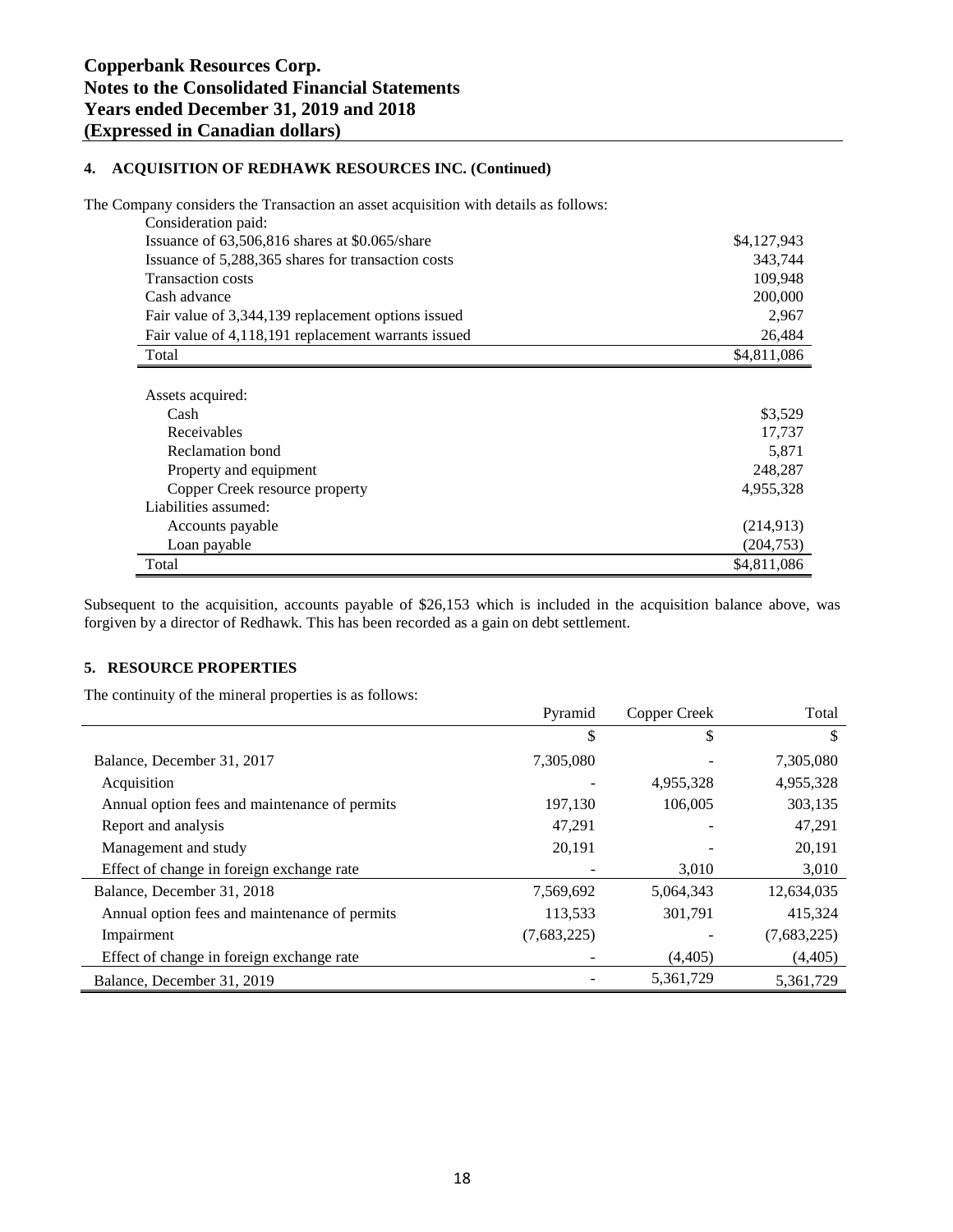## 4. ACQUISITION OF REDHAWK RESOURCES INC. (Continued)

The Company considers the Transaction an asset acquisition with details as follows:

| | |
|---|---|
| Consideration paid: | |
| Issuance of 63,506,816 shares at $0.065/share | $4,127,943 |
| Issuance of 5,288,365 shares for transaction costs | 343,744 |
| Transaction costs | 109,948 |
| Cash advance | 200,000 |
| Fair value of 3,344,139 replacement options issued | 2,967 |
| Fair value of 4,118,191 replacement warrants issued | 26,484 |
| Total | $4,811,086 |
| | |
| Assets acquired: | |
| Cash | $3,529 |
| Receivables | 17,737 |
| Reclamation bond | 5,871 |
| Property and equipment | 248,287 |
| Copper Creek resource property | 4,955,328 |
| Liabilities assumed: | |
| Accounts payable | (214,913) |
| Loan payable | (204,753) |
| Total | $4,811,086 |

Subsequent to the acquisition, accounts payable of $26,153 which is included in the acquisition balance above, was forgiven by a director of Redhawk. This has been recorded as a gain on debt settlement.

## 5. RESOURCE PROPERTIES

The continuity of the mineral properties is as follows:

| | Pyramid | Copper Creek | Total |
|---|---|---|---|
| | $ | $ | $ |
| Balance, December 31, 2017 | 7,305,080 | - | 7,305,080 |
| Acquisition | - | 4,955,328 | 4,955,328 |
| Annual option fees and maintenance of permits | 197,130 | 106,005 | 303,135 |
| Report and analysis | 47,291 | - | 47,291 |
| Management and study | 20,191 | - | 20,191 |
| Effect of change in foreign exchange rate | - | 3,010 | 3,010 |
| Balance, December 31, 2018 | 7,569,692 | 5,064,343 | 12,634,035 |
| Annual option fees and maintenance of permits | 113,533 | 301,791 | 415,324 |
| Impairment | (7,683,225) | - | (7,683,225) |
| Effect of change in foreign exchange rate | - | (4,405) | (4,405) |
| Balance, December 31, 2019 | - | 5,361,729 | 5,361,729 |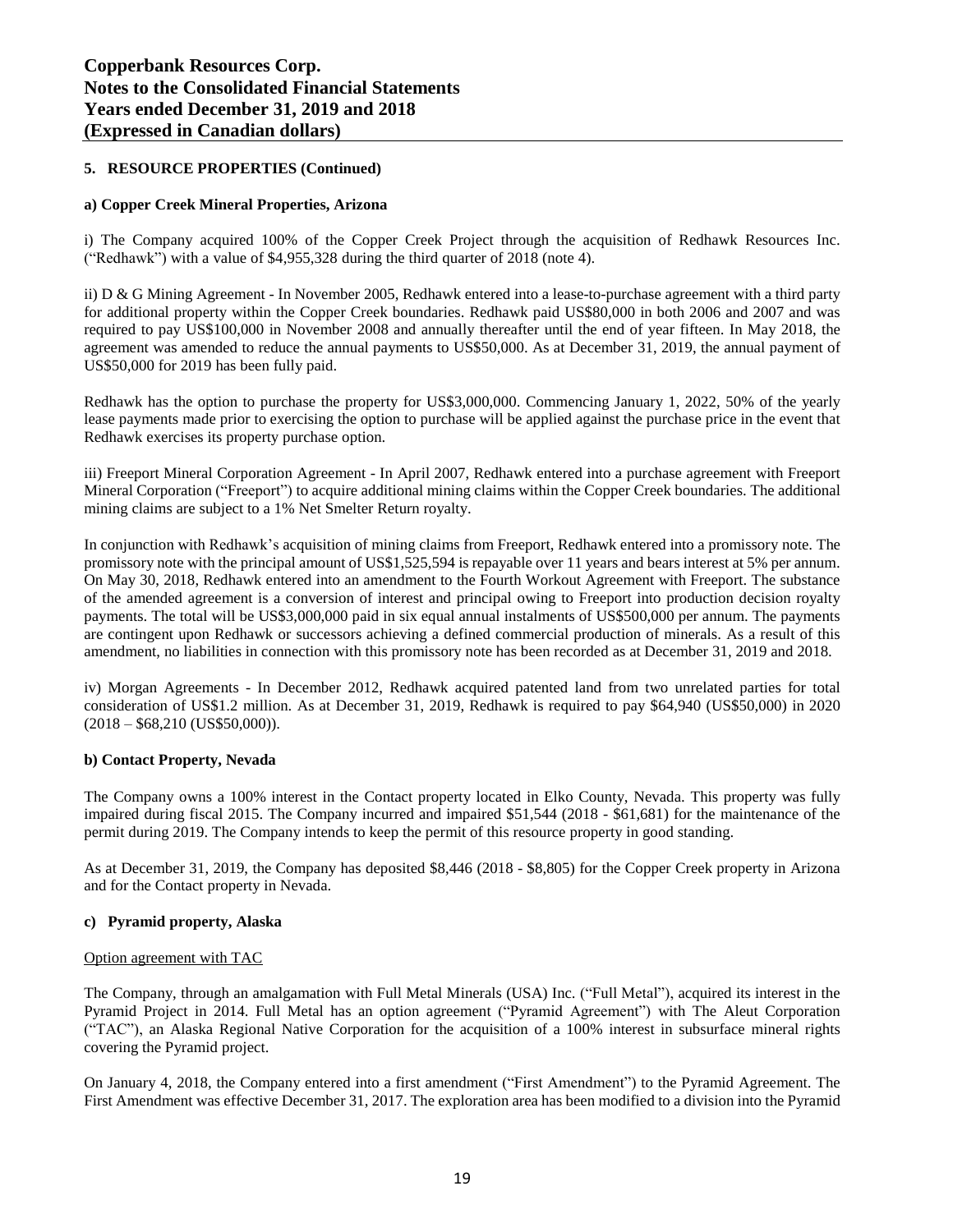## 5. RESOURCE PROPERTIES (Continued)

### a) Copper Creek Mineral Properties, Arizona

i) The Company acquired 100% of the Copper Creek Project through the acquisition of Redhawk Resources Inc. ("Redhawk") with a value of $4,955,328 during the third quarter of 2018 (note 4).

ii) D & G Mining Agreement - In November 2005, Redhawk entered into a lease-to-purchase agreement with a third party for additional property within the Copper Creek boundaries. Redhawk paid US$80,000 in both 2006 and 2007 and was required to pay US$100,000 in November 2008 and annually thereafter until the end of year fifteen. In May 2018, the agreement was amended to reduce the annual payments to US$50,000. As at December 31, 2019, the annual payment of US$50,000 for 2019 has been fully paid.

Redhawk has the option to purchase the property for US$3,000,000. Commencing January 1, 2022, 50% of the yearly lease payments made prior to exercising the option to purchase will be applied against the purchase price in the event that Redhawk exercises its property purchase option.

iii) Freeport Mineral Corporation Agreement - In April 2007, Redhawk entered into a purchase agreement with Freeport Mineral Corporation ("Freeport") to acquire additional mining claims within the Copper Creek boundaries. The additional mining claims are subject to a 1% Net Smelter Return royalty.

In conjunction with Redhawk's acquisition of mining claims from Freeport, Redhawk entered into a promissory note. The promissory note with the principal amount of US$1,525,594 is repayable over 11 years and bears interest at 5% per annum. On May 30, 2018, Redhawk entered into an amendment to the Fourth Workout Agreement with Freeport. The substance of the amended agreement is a conversion of interest and principal owing to Freeport into production decision royalty payments. The total will be US$3,000,000 paid in six equal annual instalments of US$500,000 per annum. The payments are contingent upon Redhawk or successors achieving a defined commercial production of minerals. As a result of this amendment, no liabilities in connection with this promissory note has been recorded as at December 31, 2019 and 2018.

iv) Morgan Agreements - In December 2012, Redhawk acquired patented land from two unrelated parties for total consideration of US$1.2 million. As at December 31, 2019, Redhawk is required to pay $64,940 (US$50,000) in 2020 (2018 – $68,210 (US$50,000)).

### b) Contact Property, Nevada

The Company owns a 100% interest in the Contact property located in Elko County, Nevada. This property was fully impaired during fiscal 2015. The Company incurred and impaired $51,544 (2018 - $61,681) for the maintenance of the permit during 2019. The Company intends to keep the permit of this resource property in good standing.

As at December 31, 2019, the Company has deposited $8,446 (2018 - $8,805) for the Copper Creek property in Arizona and for the Contact property in Nevada.

### c) Pyramid property, Alaska

Option agreement with TAC

The Company, through an amalgamation with Full Metal Minerals (USA) Inc. ("Full Metal"), acquired its interest in the Pyramid Project in 2014. Full Metal has an option agreement ("Pyramid Agreement") with The Aleut Corporation ("TAC"), an Alaska Regional Native Corporation for the acquisition of a 100% interest in subsurface mineral rights covering the Pyramid project.

On January 4, 2018, the Company entered into a first amendment ("First Amendment") to the Pyramid Agreement. The First Amendment was effective December 31, 2017. The exploration area has been modified to a division into the Pyramid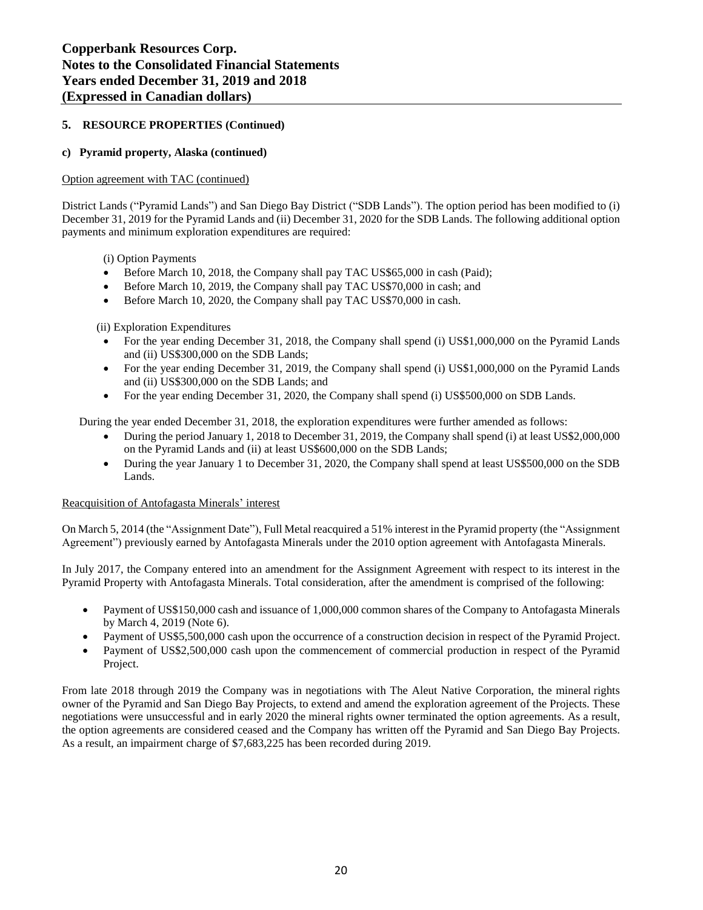## 5. RESOURCE PROPERTIES (Continued)

### c) Pyramid property, Alaska (continued)

Option agreement with TAC (continued)

District Lands ("Pyramid Lands") and San Diego Bay District ("SDB Lands"). The option period has been modified to (i) December 31, 2019 for the Pyramid Lands and (ii) December 31, 2020 for the SDB Lands. The following additional option payments and minimum exploration expenditures are required:

(i) Option Payments

- Before March 10, 2018, the Company shall pay TAC US$65,000 in cash (Paid);
- Before March 10, 2019, the Company shall pay TAC US$70,000 in cash; and
- Before March 10, 2020, the Company shall pay TAC US$70,000 in cash.

(ii) Exploration Expenditures

- For the year ending December 31, 2018, the Company shall spend (i) US$1,000,000 on the Pyramid Lands and (ii) US$300,000 on the SDB Lands;
- For the year ending December 31, 2019, the Company shall spend (i) US$1,000,000 on the Pyramid Lands and (ii) US$300,000 on the SDB Lands; and
- For the year ending December 31, 2020, the Company shall spend (i) US$500,000 on SDB Lands.

During the year ended December 31, 2018, the exploration expenditures were further amended as follows:

- During the period January 1, 2018 to December 31, 2019, the Company shall spend (i) at least US$2,000,000 on the Pyramid Lands and (ii) at least US$600,000 on the SDB Lands;
- During the year January 1 to December 31, 2020, the Company shall spend at least US$500,000 on the SDB Lands.

Reacquisition of Antofagasta Minerals' interest

On March 5, 2014 (the "Assignment Date"), Full Metal reacquired a 51% interest in the Pyramid property (the "Assignment Agreement") previously earned by Antofagasta Minerals under the 2010 option agreement with Antofagasta Minerals.

In July 2017, the Company entered into an amendment for the Assignment Agreement with respect to its interest in the Pyramid Property with Antofagasta Minerals. Total consideration, after the amendment is comprised of the following:

- Payment of US$150,000 cash and issuance of 1,000,000 common shares of the Company to Antofagasta Minerals by March 4, 2019 (Note 6).
- Payment of US$5,500,000 cash upon the occurrence of a construction decision in respect of the Pyramid Project.
- Payment of US$2,500,000 cash upon the commencement of commercial production in respect of the Pyramid Project.

From late 2018 through 2019 the Company was in negotiations with The Aleut Native Corporation, the mineral rights owner of the Pyramid and San Diego Bay Projects, to extend and amend the exploration agreement of the Projects. These negotiations were unsuccessful and in early 2020 the mineral rights owner terminated the option agreements. As a result, the option agreements are considered ceased and the Company has written off the Pyramid and San Diego Bay Projects. As a result, an impairment charge of $7,683,225 has been recorded during 2019.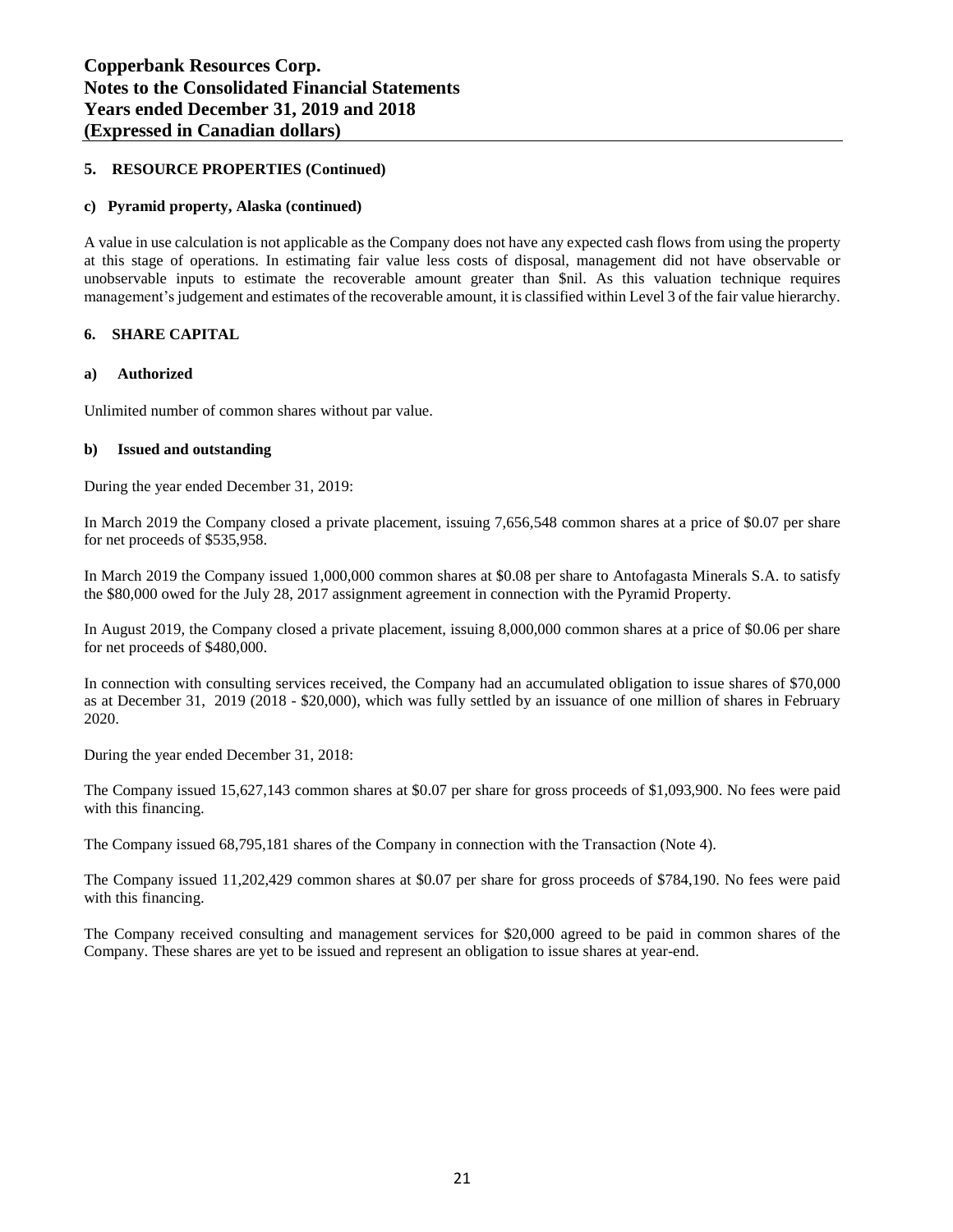## 5. RESOURCE PROPERTIES (Continued)

### c) Pyramid property, Alaska (continued)

A value in use calculation is not applicable as the Company does not have any expected cash flows from using the property at this stage of operations. In estimating fair value less costs of disposal, management did not have observable or unobservable inputs to estimate the recoverable amount greater than $nil. As this valuation technique requires management's judgement and estimates of the recoverable amount, it is classified within Level 3 of the fair value hierarchy.

## 6. SHARE CAPITAL

### a) Authorized

Unlimited number of common shares without par value.

### b) Issued and outstanding

During the year ended December 31, 2019:

In March 2019 the Company closed a private placement, issuing 7,656,548 common shares at a price of $0.07 per share for net proceeds of $535,958.

In March 2019 the Company issued 1,000,000 common shares at $0.08 per share to Antofagasta Minerals S.A. to satisfy the $80,000 owed for the July 28, 2017 assignment agreement in connection with the Pyramid Property.

In August 2019, the Company closed a private placement, issuing 8,000,000 common shares at a price of $0.06 per share for net proceeds of $480,000.

In connection with consulting services received, the Company had an accumulated obligation to issue shares of $70,000 as at December 31, 2019 (2018 - $20,000), which was fully settled by an issuance of one million of shares in February 2020.

During the year ended December 31, 2018:

The Company issued 15,627,143 common shares at $0.07 per share for gross proceeds of $1,093,900. No fees were paid with this financing.

The Company issued 68,795,181 shares of the Company in connection with the Transaction (Note 4).

The Company issued 11,202,429 common shares at $0.07 per share for gross proceeds of $784,190. No fees were paid with this financing.

The Company received consulting and management services for $20,000 agreed to be paid in common shares of the Company. These shares are yet to be issued and represent an obligation to issue shares at year-end.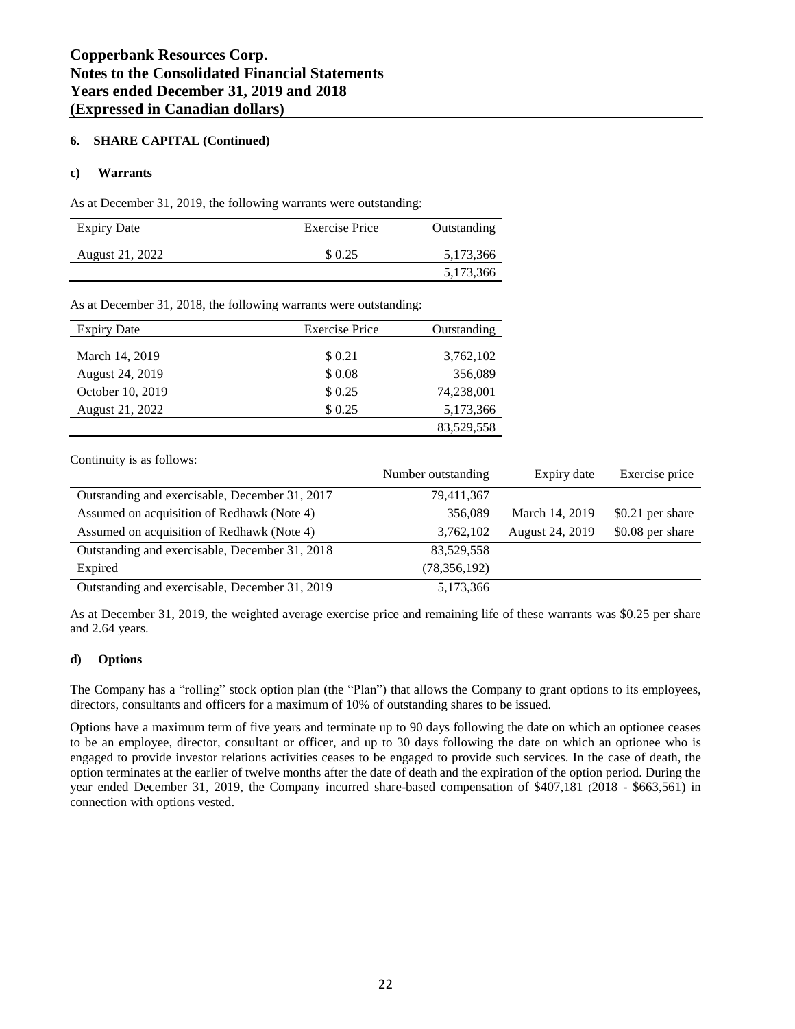### 6. SHARE CAPITAL (Continued)

#### c) Warrants

As at December 31, 2019, the following warrants were outstanding:

| Expiry Date | Exercise Price | Outstanding |
|---|---|---|
| August 21, 2022 | $ 0.25 | 5,173,366 |
| | | 5,173,366 |

As at December 31, 2018, the following warrants were outstanding:

| Expiry Date | Exercise Price | Outstanding |
|---|---|---|
| March 14, 2019 | $ 0.21 | 3,762,102 |
| August 24, 2019 | $ 0.08 | 356,089 |
| October 10, 2019 | $ 0.25 | 74,238,001 |
| August 21, 2022 | $ 0.25 | 5,173,366 |
| | | 83,529,558 |

Continuity is as follows:

| | Number outstanding | Expiry date | Exercise price |
|---|---|---|---|
| Outstanding and exercisable, December 31, 2017 | 79,411,367 | | |
| Assumed on acquisition of Redhawk (Note 4) | 356,089 | March 14, 2019 | $0.21 per share |
| Assumed on acquisition of Redhawk (Note 4) | 3,762,102 | August 24, 2019 | $0.08 per share |
| Outstanding and exercisable, December 31, 2018 | 83,529,558 | | |
| Expired | (78,356,192) | | |
| Outstanding and exercisable, December 31, 2019 | 5,173,366 | | |

As at December 31, 2019, the weighted average exercise price and remaining life of these warrants was $0.25 per share and 2.64 years.

#### d) Options

The Company has a "rolling" stock option plan (the "Plan") that allows the Company to grant options to its employees, directors, consultants and officers for a maximum of 10% of outstanding shares to be issued.

Options have a maximum term of five years and terminate up to 90 days following the date on which an optionee ceases to be an employee, director, consultant or officer, and up to 30 days following the date on which an optionee who is engaged to provide investor relations activities ceases to be engaged to provide such services. In the case of death, the option terminates at the earlier of twelve months after the date of death and the expiration of the option period. During the year ended December 31, 2019, the Company incurred share-based compensation of $407,181 (2018 - $663,561) in connection with options vested.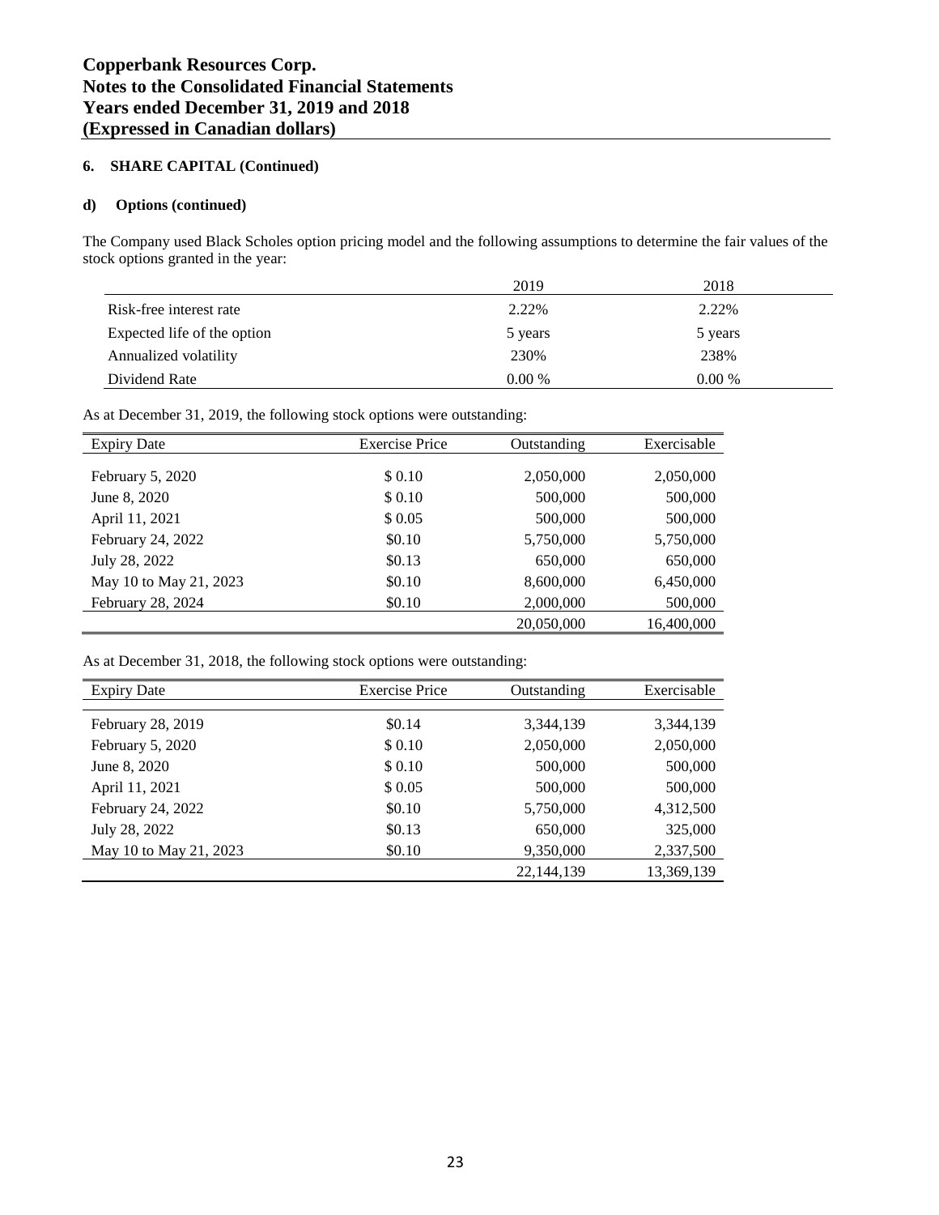## 6. SHARE CAPITAL (Continued)

### d) Options (continued)

The Company used Black Scholes option pricing model and the following assumptions to determine the fair values of the stock options granted in the year:

| | 2019 | 2018 |
|---|---|---|
| Risk-free interest rate | 2.22% | 2.22% |
| Expected life of the option | 5 years | 5 years |
| Annualized volatility | 230% | 238% |
| Dividend Rate | 0.00 % | 0.00 % |

As at December 31, 2019, the following stock options were outstanding:

| Expiry Date | Exercise Price | Outstanding | Exercisable |
|---|---|---|---|
| February 5, 2020 | $ 0.10 | 2,050,000 | 2,050,000 |
| June 8, 2020 | $ 0.10 | 500,000 | 500,000 |
| April 11, 2021 | $ 0.05 | 500,000 | 500,000 |
| February 24, 2022 | $0.10 | 5,750,000 | 5,750,000 |
| July 28, 2022 | $0.13 | 650,000 | 650,000 |
| May 10 to May 21, 2023 | $0.10 | 8,600,000 | 6,450,000 |
| February 28, 2024 | $0.10 | 2,000,000 | 500,000 |
| | | 20,050,000 | 16,400,000 |

As at December 31, 2018, the following stock options were outstanding:

| Expiry Date | Exercise Price | Outstanding | Exercisable |
|---|---|---|---|
| February 28, 2019 | $0.14 | 3,344,139 | 3,344,139 |
| February 5, 2020 | $ 0.10 | 2,050,000 | 2,050,000 |
| June 8, 2020 | $ 0.10 | 500,000 | 500,000 |
| April 11, 2021 | $ 0.05 | 500,000 | 500,000 |
| February 24, 2022 | $0.10 | 5,750,000 | 4,312,500 |
| July 28, 2022 | $0.13 | 650,000 | 325,000 |
| May 10 to May 21, 2023 | $0.10 | 9,350,000 | 2,337,500 |
| | | 22,144,139 | 13,369,139 |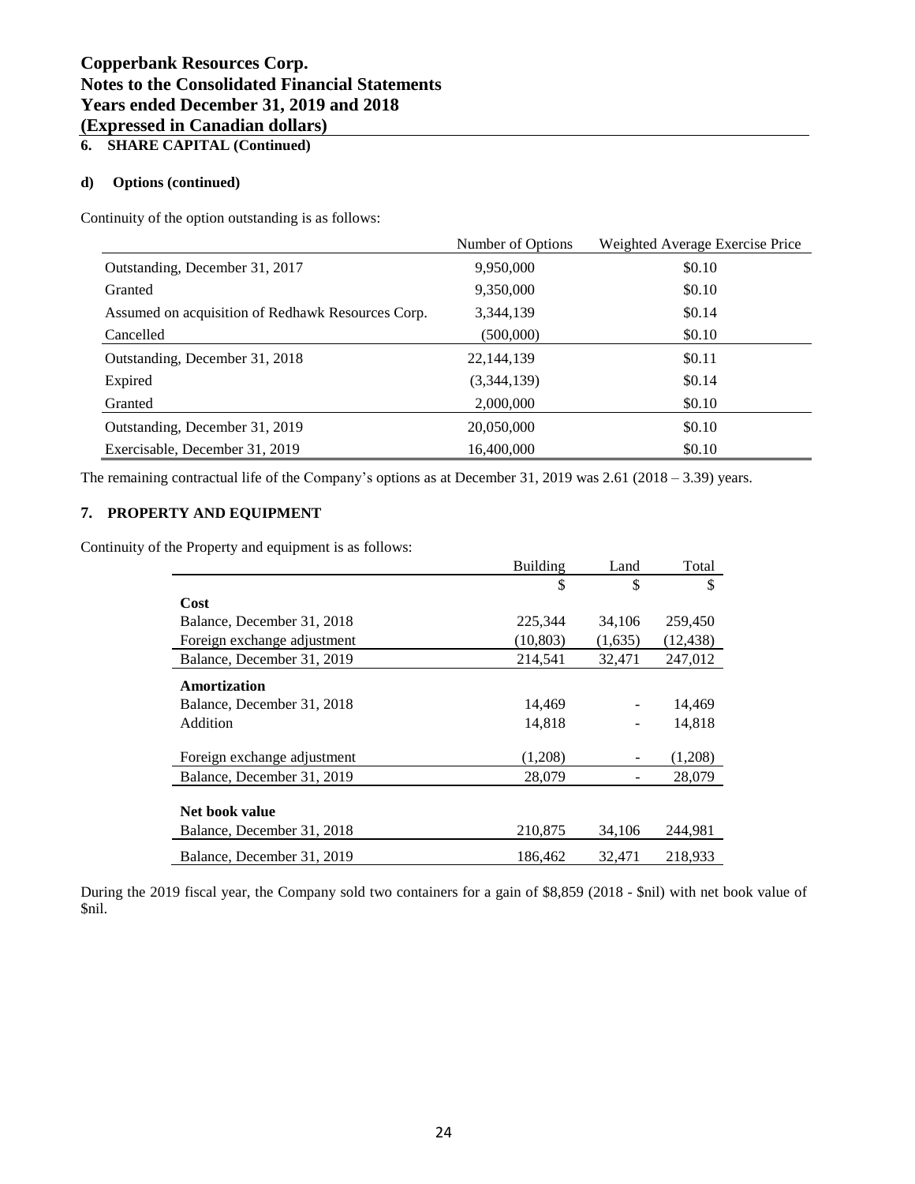## 6. SHARE CAPITAL (Continued)

### d) Options (continued)

Continuity of the option outstanding is as follows:

| | Number of Options | Weighted Average Exercise Price |
|---|---|---|
| Outstanding, December 31, 2017 | 9,950,000 | $0.10 |
| Granted | 9,350,000 | $0.10 |
| Assumed on acquisition of Redhawk Resources Corp. | 3,344,139 | $0.14 |
| Cancelled | (500,000) | $0.10 |
| Outstanding, December 31, 2018 | 22,144,139 | $0.11 |
| Expired | (3,344,139) | $0.14 |
| Granted | 2,000,000 | $0.10 |
| Outstanding, December 31, 2019 | 20,050,000 | $0.10 |
| Exercisable, December 31, 2019 | 16,400,000 | $0.10 |

The remaining contractual life of the Company's options as at December 31, 2019 was 2.61 (2018 – 3.39) years.

## 7. PROPERTY AND EQUIPMENT

Continuity of the Property and equipment is as follows:

| | Building | Land | Total |
|---|---|---|---|
| | $ | $ | $ |
| **Cost** | | | |
| Balance, December 31, 2018 | 225,344 | 34,106 | 259,450 |
| Foreign exchange adjustment | (10,803) | (1,635) | (12,438) |
| Balance, December 31, 2019 | 214,541 | 32,471 | 247,012 |
| **Amortization** | | | |
| Balance, December 31, 2018 | 14,469 | - | 14,469 |
| Addition | 14,818 | - | 14,818 |
| Foreign exchange adjustment | (1,208) | - | (1,208) |
| Balance, December 31, 2019 | 28,079 | - | 28,079 |
| **Net book value** | | | |
| Balance, December 31, 2018 | 210,875 | 34,106 | 244,981 |
| Balance, December 31, 2019 | 186,462 | 32,471 | 218,933 |

During the 2019 fiscal year, the Company sold two containers for a gain of $8,859 (2018 - $nil) with net book value of $nil.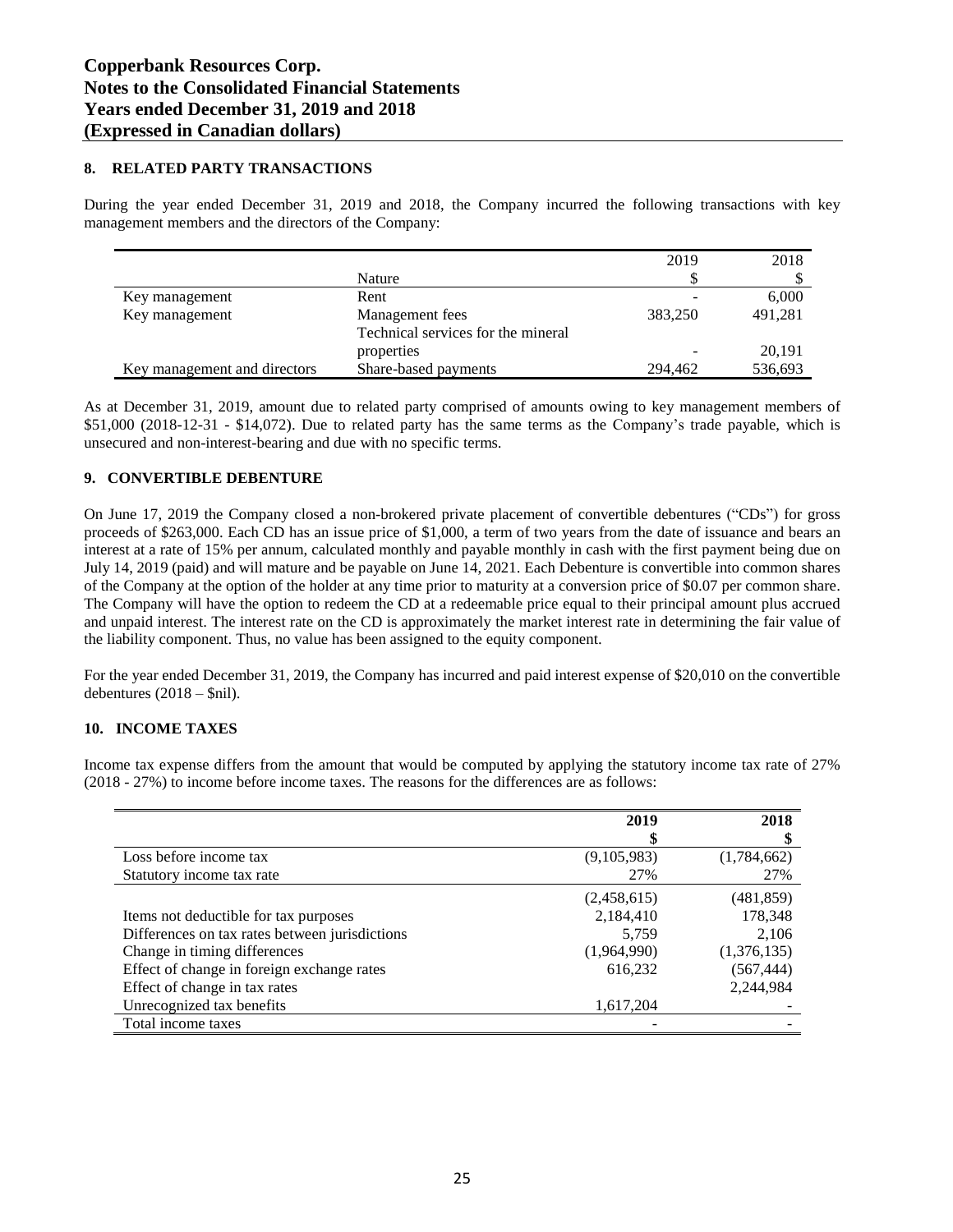## 8. RELATED PARTY TRANSACTIONS

During the year ended December 31, 2019 and 2018, the Company incurred the following transactions with key management members and the directors of the Company:

| | Nature | 2019<br>$ | 2018<br>$ |
|---|---|---|---|
| Key management | Rent | - | 6,000 |
| Key management | Management fees | 383,250 | 491,281 |
| | Technical services for the mineral properties | - | 20,191 |
| Key management and directors | Share-based payments | 294,462 | 536,693 |

As at December 31, 2019, amount due to related party comprised of amounts owing to key management members of \$51,000 (2018-12-31 - \$14,072). Due to related party has the same terms as the Company's trade payable, which is unsecured and non-interest-bearing and due with no specific terms.

## 9. CONVERTIBLE DEBENTURE

On June 17, 2019 the Company closed a non-brokered private placement of convertible debentures ("CDs") for gross proceeds of \$263,000. Each CD has an issue price of \$1,000, a term of two years from the date of issuance and bears an interest at a rate of 15% per annum, calculated monthly and payable monthly in cash with the first payment being due on July 14, 2019 (paid) and will mature and be payable on June 14, 2021. Each Debenture is convertible into common shares of the Company at the option of the holder at any time prior to maturity at a conversion price of \$0.07 per common share. The Company will have the option to redeem the CD at a redeemable price equal to their principal amount plus accrued and unpaid interest. The interest rate on the CD is approximately the market interest rate in determining the fair value of the liability component. Thus, no value has been assigned to the equity component.

For the year ended December 31, 2019, the Company has incurred and paid interest expense of \$20,010 on the convertible debentures (2018 – \$nil).

## 10. INCOME TAXES

Income tax expense differs from the amount that would be computed by applying the statutory income tax rate of 27% (2018 - 27%) to income before income taxes. The reasons for the differences are as follows:

| | **2019**<br>**$** | **2018**<br>**$** |
|---|---|---|
| Loss before income tax | (9,105,983) | (1,784,662) |
| Statutory income tax rate | 27% | 27% |
| | (2,458,615) | (481,859) |
| Items not deductible for tax purposes | 2,184,410 | 178,348 |
| Differences on tax rates between jurisdictions | 5,759 | 2,106 |
| Change in timing differences | (1,964,990) | (1,376,135) |
| Effect of change in foreign exchange rates | 616,232 | (567,444) |
| Effect of change in tax rates | | 2,244,984 |
| Unrecognized tax benefits | 1,617,204 | - |
| Total income taxes | - | - |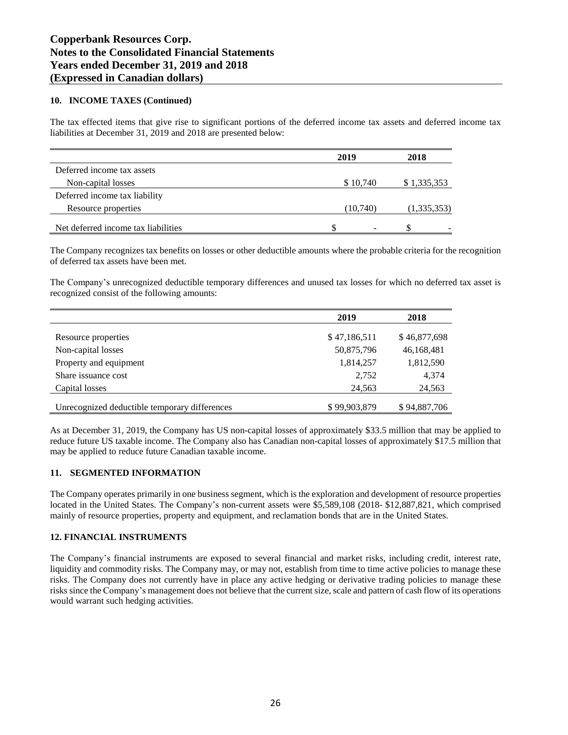### 10. INCOME TAXES (Continued)

The tax effected items that give rise to significant portions of the deferred income tax assets and deferred income tax liabilities at December 31, 2019 and 2018 are presented below:

| | 2019 | 2018 |
|---|---|---|
| Deferred income tax assets | | |
| Non-capital losses | $ 10,740 | $ 1,335,353 |
| Deferred income tax liability | | |
| Resource properties | (10,740) | (1,335,353) |
| Net deferred income tax liabilities | $ - | $ - |

The Company recognizes tax benefits on losses or other deductible amounts where the probable criteria for the recognition of deferred tax assets have been met.

The Company's unrecognized deductible temporary differences and unused tax losses for which no deferred tax asset is recognized consist of the following amounts:

| | 2019 | 2018 |
|---|---|---|
| Resource properties | $ 47,186,511 | $ 46,877,698 |
| Non-capital losses | 50,875,796 | 46,168,481 |
| Property and equipment | 1,814,257 | 1,812,590 |
| Share issuance cost | 2,752 | 4,374 |
| Capital losses | 24,563 | 24,563 |
| Unrecognized deductible temporary differences | $ 99,903,879 | $ 94,887,706 |

As at December 31, 2019, the Company has US non-capital losses of approximately $33.5 million that may be applied to reduce future US taxable income. The Company also has Canadian non-capital losses of approximately $17.5 million that may be applied to reduce future Canadian taxable income.

### 11. SEGMENTED INFORMATION

The Company operates primarily in one business segment, which is the exploration and development of resource properties located in the United States. The Company's non-current assets were $5,589,108 (2018- $12,887,821, which comprised mainly of resource properties, property and equipment, and reclamation bonds that are in the United States.

### 12. FINANCIAL INSTRUMENTS

The Company's financial instruments are exposed to several financial and market risks, including credit, interest rate, liquidity and commodity risks. The Company may, or may not, establish from time to time active policies to manage these risks. The Company does not currently have in place any active hedging or derivative trading policies to manage these risks since the Company's management does not believe that the current size, scale and pattern of cash flow of its operations would warrant such hedging activities.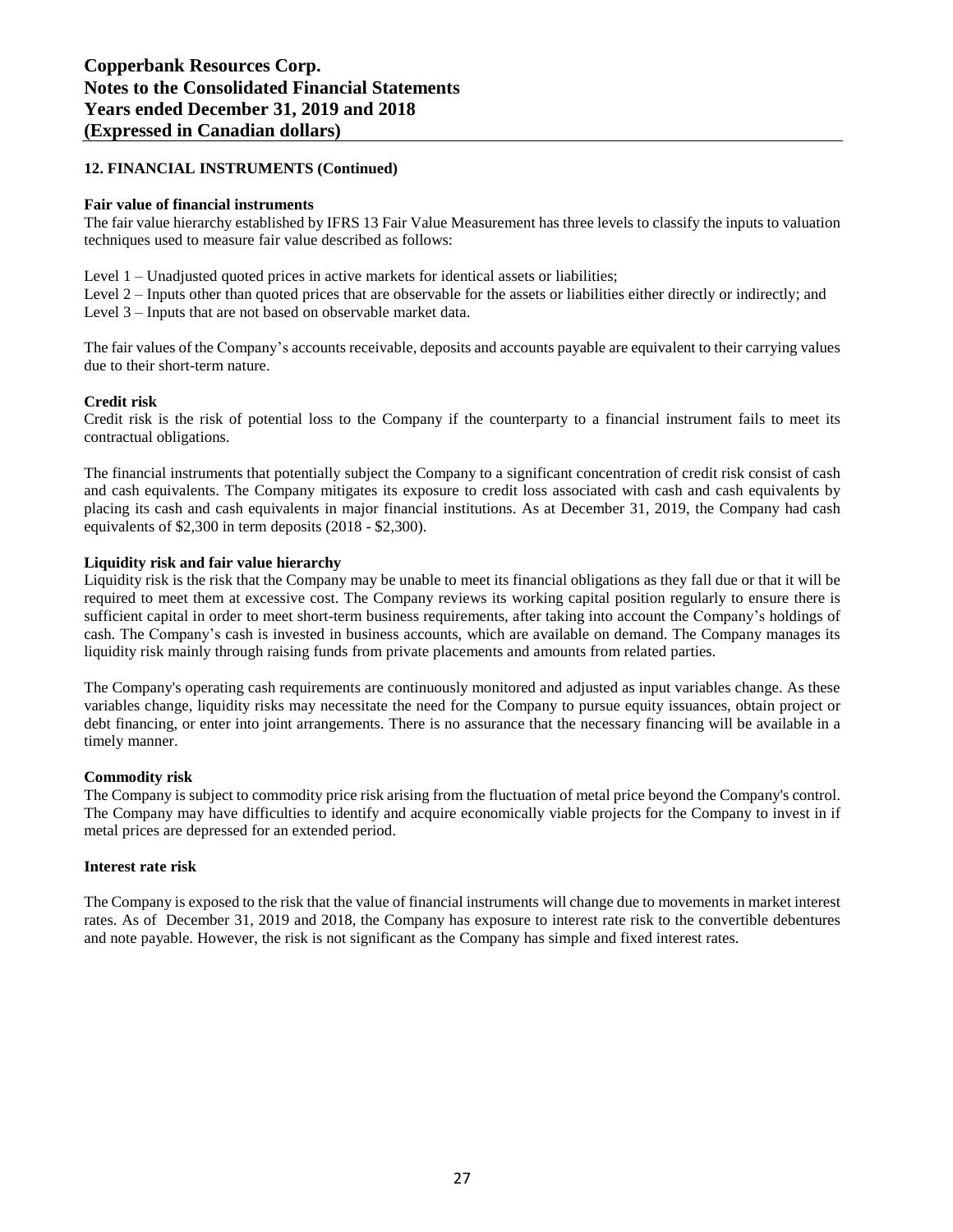## 12. FINANCIAL INSTRUMENTS (Continued)

**Fair value of financial instruments**

The fair value hierarchy established by IFRS 13 Fair Value Measurement has three levels to classify the inputs to valuation techniques used to measure fair value described as follows:

Level 1 – Unadjusted quoted prices in active markets for identical assets or liabilities;
Level 2 – Inputs other than quoted prices that are observable for the assets or liabilities either directly or indirectly; and
Level 3 – Inputs that are not based on observable market data.

The fair values of the Company's accounts receivable, deposits and accounts payable are equivalent to their carrying values due to their short-term nature.

**Credit risk**

Credit risk is the risk of potential loss to the Company if the counterparty to a financial instrument fails to meet its contractual obligations.

The financial instruments that potentially subject the Company to a significant concentration of credit risk consist of cash and cash equivalents. The Company mitigates its exposure to credit loss associated with cash and cash equivalents by placing its cash and cash equivalents in major financial institutions. As at December 31, 2019, the Company had cash equivalents of $2,300 in term deposits (2018 - $2,300).

**Liquidity risk and fair value hierarchy**

Liquidity risk is the risk that the Company may be unable to meet its financial obligations as they fall due or that it will be required to meet them at excessive cost. The Company reviews its working capital position regularly to ensure there is sufficient capital in order to meet short-term business requirements, after taking into account the Company's holdings of cash. The Company's cash is invested in business accounts, which are available on demand. The Company manages its liquidity risk mainly through raising funds from private placements and amounts from related parties.

The Company's operating cash requirements are continuously monitored and adjusted as input variables change. As these variables change, liquidity risks may necessitate the need for the Company to pursue equity issuances, obtain project or debt financing, or enter into joint arrangements. There is no assurance that the necessary financing will be available in a timely manner.

**Commodity risk**

The Company is subject to commodity price risk arising from the fluctuation of metal price beyond the Company's control. The Company may have difficulties to identify and acquire economically viable projects for the Company to invest in if metal prices are depressed for an extended period.

**Interest rate risk**

The Company is exposed to the risk that the value of financial instruments will change due to movements in market interest rates. As of December 31, 2019 and 2018, the Company has exposure to interest rate risk to the convertible debentures and note payable. However, the risk is not significant as the Company has simple and fixed interest rates.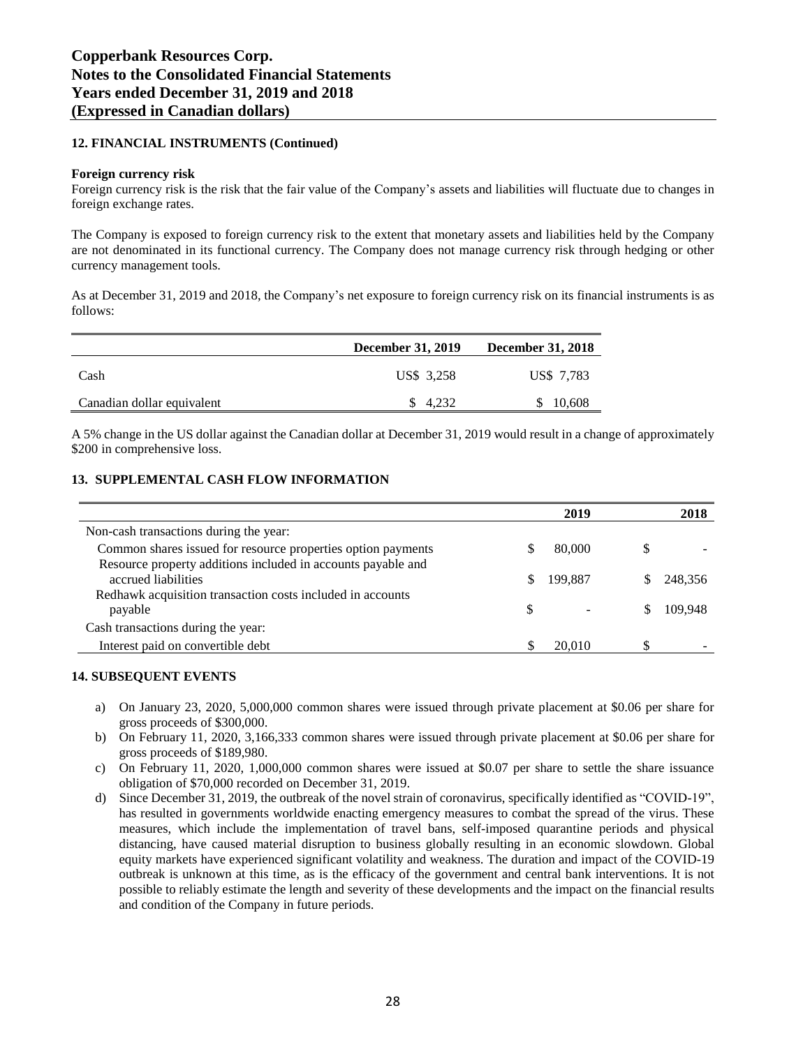### 12. FINANCIAL INSTRUMENTS (Continued)

**Foreign currency risk**

Foreign currency risk is the risk that the fair value of the Company's assets and liabilities will fluctuate due to changes in foreign exchange rates.

The Company is exposed to foreign currency risk to the extent that monetary assets and liabilities held by the Company are not denominated in its functional currency. The Company does not manage currency risk through hedging or other currency management tools.

As at December 31, 2019 and 2018, the Company's net exposure to foreign currency risk on its financial instruments is as follows:

| | December 31, 2019 | December 31, 2018 |
|---|---|---|
| Cash | US$ 3,258 | US$ 7,783 |
| Canadian dollar equivalent | $ 4,232 | $ 10,608 |

A 5% change in the US dollar against the Canadian dollar at December 31, 2019 would result in a change of approximately $200 in comprehensive loss.

### 13. SUPPLEMENTAL CASH FLOW INFORMATION

| | 2019 | 2018 |
|---|---|---|
| Non-cash transactions during the year: | | |
| Common shares issued for resource properties option payments | $ 80,000 | $ - |
| Resource property additions included in accounts payable and accrued liabilities | $ 199,887 | $ 248,356 |
| Redhawk acquisition transaction costs included in accounts payable | $ - | $ 109,948 |
| Cash transactions during the year: | | |
| Interest paid on convertible debt | $ 20,010 | $ - |

### 14. SUBSEQUENT EVENTS

a) On January 23, 2020, 5,000,000 common shares were issued through private placement at $0.06 per share for gross proceeds of $300,000.

b) On February 11, 2020, 3,166,333 common shares were issued through private placement at $0.06 per share for gross proceeds of $189,980.

c) On February 11, 2020, 1,000,000 common shares were issued at $0.07 per share to settle the share issuance obligation of $70,000 recorded on December 31, 2019.

d) Since December 31, 2019, the outbreak of the novel strain of coronavirus, specifically identified as "COVID-19", has resulted in governments worldwide enacting emergency measures to combat the spread of the virus. These measures, which include the implementation of travel bans, self-imposed quarantine periods and physical distancing, have caused material disruption to business globally resulting in an economic slowdown. Global equity markets have experienced significant volatility and weakness. The duration and impact of the COVID-19 outbreak is unknown at this time, as is the efficacy of the government and central bank interventions. It is not possible to reliably estimate the length and severity of these developments and the impact on the financial results and condition of the Company in future periods.